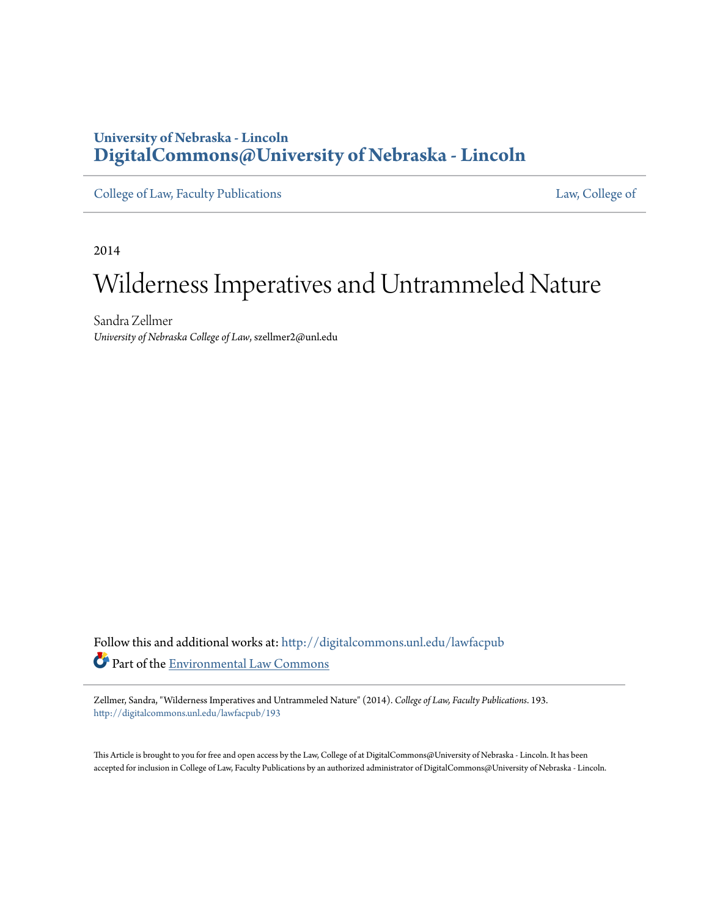**University of Nebraska - Lincoln**
**DigitalCommons@University of Nebraska - Lincoln**

College of Law, Faculty Publications | Law, College of

2014

# Wilderness Imperatives and Untrammeled Nature

Sandra Zellmer
*University of Nebraska College of Law*, szellmer2@unl.edu

Follow this and additional works at: http://digitalcommons.unl.edu/lawfacpub

Part of the Environmental Law Commons

Zellmer, Sandra, "Wilderness Imperatives and Untrammeled Nature" (2014). *College of Law, Faculty Publications*. 193.
http://digitalcommons.unl.edu/lawfacpub/193

This Article is brought to you for free and open access by the Law, College of at DigitalCommons@University of Nebraska - Lincoln. It has been accepted for inclusion in College of Law, Faculty Publications by an authorized administrator of DigitalCommons@University of Nebraska - Lincoln.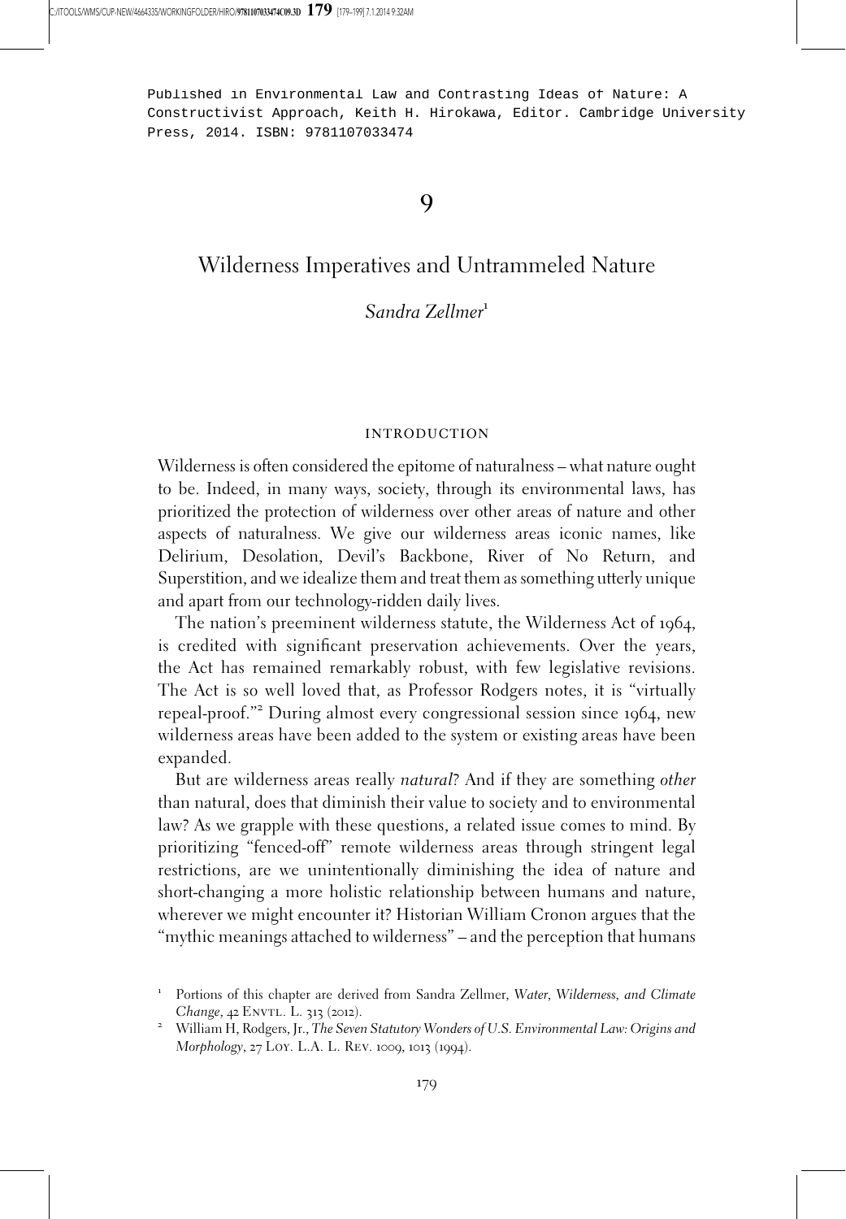Published in Environmental Law and Contrasting Ideas of Nature: A Constructivist Approach, Keith H. Hirokawa, Editor. Cambridge University Press, 2014. ISBN: 9781107033474

# 9

# Wilderness Imperatives and Untrammeled Nature

*Sandra Zellmer*[1]

## INTRODUCTION

Wilderness is often considered the epitome of naturalness – what nature ought to be. Indeed, in many ways, society, through its environmental laws, has prioritized the protection of wilderness over other areas of nature and other aspects of naturalness. We give our wilderness areas iconic names, like Delirium, Desolation, Devil's Backbone, River of No Return, and Superstition, and we idealize them and treat them as something utterly unique and apart from our technology-ridden daily lives.

The nation's preeminent wilderness statute, the Wilderness Act of 1964, is credited with significant preservation achievements. Over the years, the Act has remained remarkably robust, with few legislative revisions. The Act is so well loved that, as Professor Rodgers notes, it is "virtually repeal-proof."[2] During almost every congressional session since 1964, new wilderness areas have been added to the system or existing areas have been expanded.

But are wilderness areas really *natural*? And if they are something *other* than natural, does that diminish their value to society and to environmental law? As we grapple with these questions, a related issue comes to mind. By prioritizing "fenced-off" remote wilderness areas through stringent legal restrictions, are we unintentionally diminishing the idea of nature and short-changing a more holistic relationship between humans and nature, wherever we might encounter it? Historian William Cronon argues that the "mythic meanings attached to wilderness" – and the perception that humans

[1] Portions of this chapter are derived from Sandra Zellmer, *Water, Wilderness, and Climate Change*, 42 ENVTL. L. 313 (2012).

[2] William H, Rodgers, Jr., *The Seven Statutory Wonders of U.S. Environmental Law: Origins and Morphology*, 27 LOY. L.A. L. REV. 1009, 1013 (1994).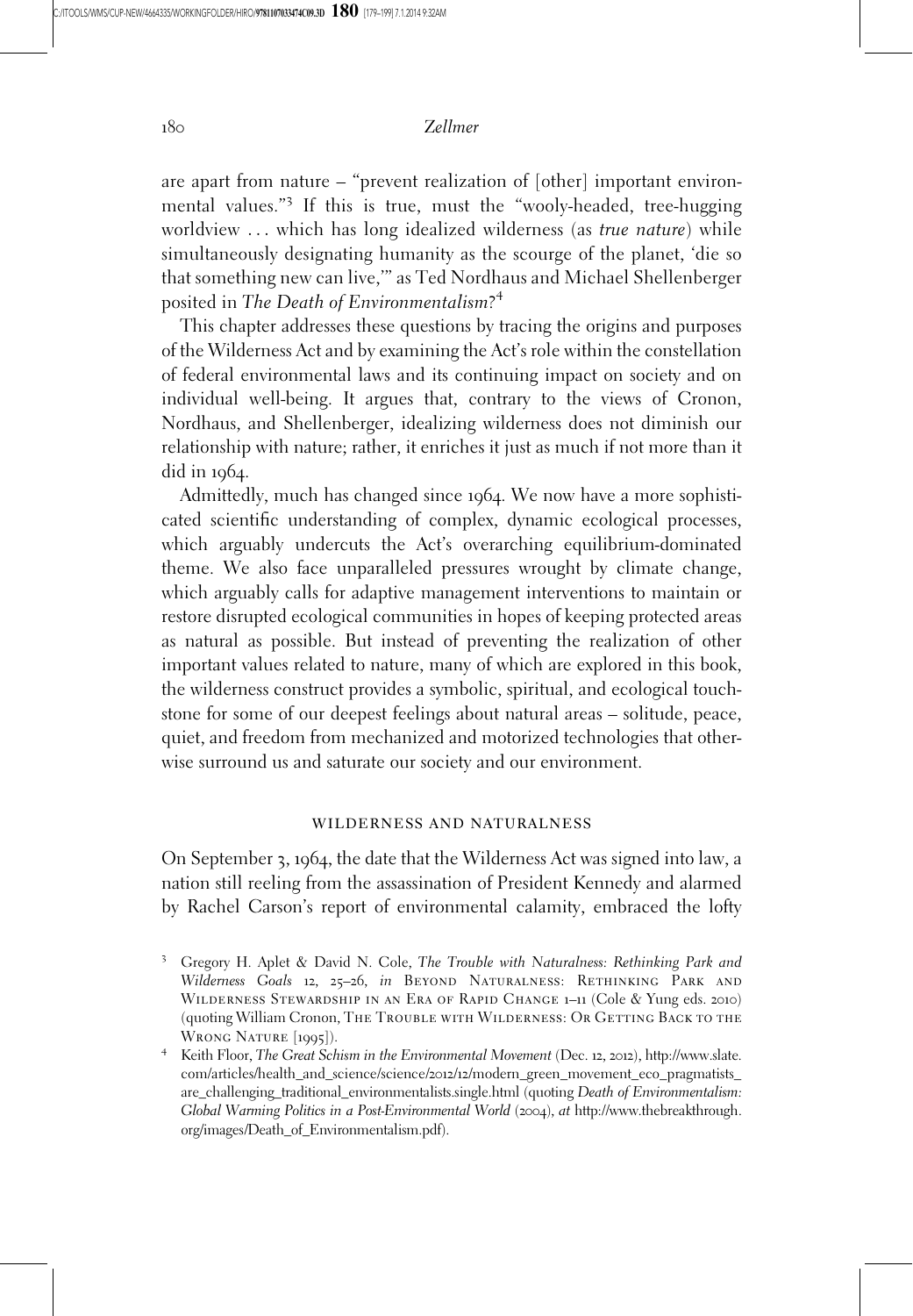are apart from nature – "prevent realization of [other] important environmental values."[3] If this is true, must the "wooly-headed, tree-hugging worldview . . . which has long idealized wilderness (as *true nature*) while simultaneously designating humanity as the scourge of the planet, 'die so that something new can live,'" as Ted Nordhaus and Michael Shellenberger posited in *The Death of Environmentalism*?[4]

This chapter addresses these questions by tracing the origins and purposes of the Wilderness Act and by examining the Act's role within the constellation of federal environmental laws and its continuing impact on society and on individual well-being. It argues that, contrary to the views of Cronon, Nordhaus, and Shellenberger, idealizing wilderness does not diminish our relationship with nature; rather, it enriches it just as much if not more than it did in 1964.

Admittedly, much has changed since 1964. We now have a more sophisticated scientific understanding of complex, dynamic ecological processes, which arguably undercuts the Act's overarching equilibrium-dominated theme. We also face unparalleled pressures wrought by climate change, which arguably calls for adaptive management interventions to maintain or restore disrupted ecological communities in hopes of keeping protected areas as natural as possible. But instead of preventing the realization of other important values related to nature, many of which are explored in this book, the wilderness construct provides a symbolic, spiritual, and ecological touchstone for some of our deepest feelings about natural areas – solitude, peace, quiet, and freedom from mechanized and motorized technologies that otherwise surround us and saturate our society and our environment.

## WILDERNESS AND NATURALNESS

On September 3, 1964, the date that the Wilderness Act was signed into law, a nation still reeling from the assassination of President Kennedy and alarmed by Rachel Carson's report of environmental calamity, embraced the lofty

---

[3] Gregory H. Aplet & David N. Cole, *The Trouble with Naturalness: Rethinking Park and Wilderness Goals* 12, 25–26, *in* BEYOND NATURALNESS: RETHINKING PARK AND WILDERNESS STEWARDSHIP IN AN ERA OF RAPID CHANGE 1–11 (Cole & Yung eds. 2010) (quoting William Cronon, THE TROUBLE WITH WILDERNESS: OR GETTING BACK TO THE WRONG NATURE [1995]).

[4] Keith Floor, *The Great Schism in the Environmental Movement* (Dec. 12, 2012), http://www.slate.com/articles/health_and_science/science/2012/12/modern_green_movement_eco_pragmatists_are_challenging_traditional_environmentalists.single.html (quoting *Death of Environmentalism: Global Warming Politics in a Post-Environmental World* (2004), *at* http://www.thebreakthrough.org/images/Death_of_Environmentalism.pdf).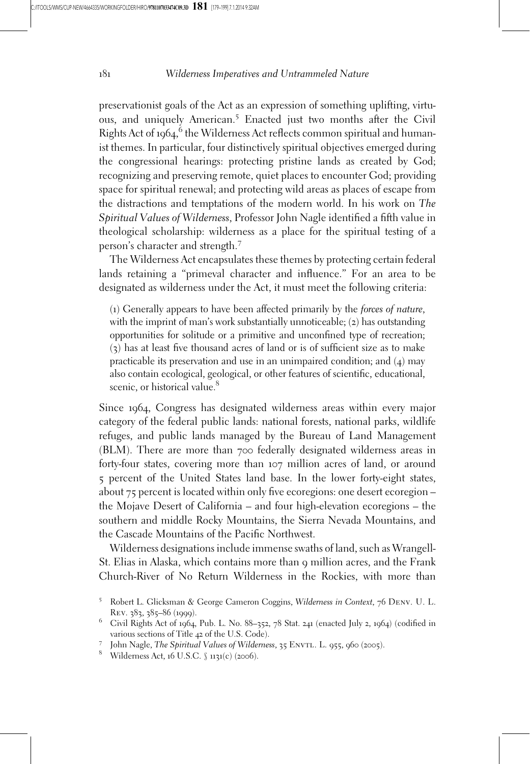preservationist goals of the Act as an expression of something uplifting, virtuous, and uniquely American.[5] Enacted just two months after the Civil Rights Act of 1964,[6] the Wilderness Act reflects common spiritual and humanist themes. In particular, four distinctively spiritual objectives emerged during the congressional hearings: protecting pristine lands as created by God; recognizing and preserving remote, quiet places to encounter God; providing space for spiritual renewal; and protecting wild areas as places of escape from the distractions and temptations of the modern world. In his work on *The Spiritual Values of Wilderness*, Professor John Nagle identified a fifth value in theological scholarship: wilderness as a place for the spiritual testing of a person's character and strength.[7]

The Wilderness Act encapsulates these themes by protecting certain federal lands retaining a "primeval character and influence." For an area to be designated as wilderness under the Act, it must meet the following criteria:

> (1) Generally appears to have been affected primarily by the *forces of nature*, with the imprint of man's work substantially unnoticeable; (2) has outstanding opportunities for solitude or a primitive and unconfined type of recreation; (3) has at least five thousand acres of land or is of sufficient size as to make practicable its preservation and use in an unimpaired condition; and (4) may also contain ecological, geological, or other features of scientific, educational, scenic, or historical value.[8]

Since 1964, Congress has designated wilderness areas within every major category of the federal public lands: national forests, national parks, wildlife refuges, and public lands managed by the Bureau of Land Management (BLM). There are more than 700 federally designated wilderness areas in forty-four states, covering more than 107 million acres of land, or around 5 percent of the United States land base. In the lower forty-eight states, about 75 percent is located within only five ecoregions: one desert ecoregion – the Mojave Desert of California – and four high-elevation ecoregions – the southern and middle Rocky Mountains, the Sierra Nevada Mountains, and the Cascade Mountains of the Pacific Northwest.

Wilderness designations include immense swaths of land, such as Wrangell-St. Elias in Alaska, which contains more than 9 million acres, and the Frank Church-River of No Return Wilderness in the Rockies, with more than

[5] Robert L. Glicksman & George Cameron Coggins, *Wilderness in Context*, 76 Denv. U. L. Rev. 383, 385–86 (1999).

[6] Civil Rights Act of 1964, Pub. L. No. 88–352, 78 Stat. 241 (enacted July 2, 1964) (codified in various sections of Title 42 of the U.S. Code).

[7] John Nagle, *The Spiritual Values of Wilderness*, 35 Envtl. L. 955, 960 (2005).

[8] Wilderness Act, 16 U.S.C. § 1131(c) (2006).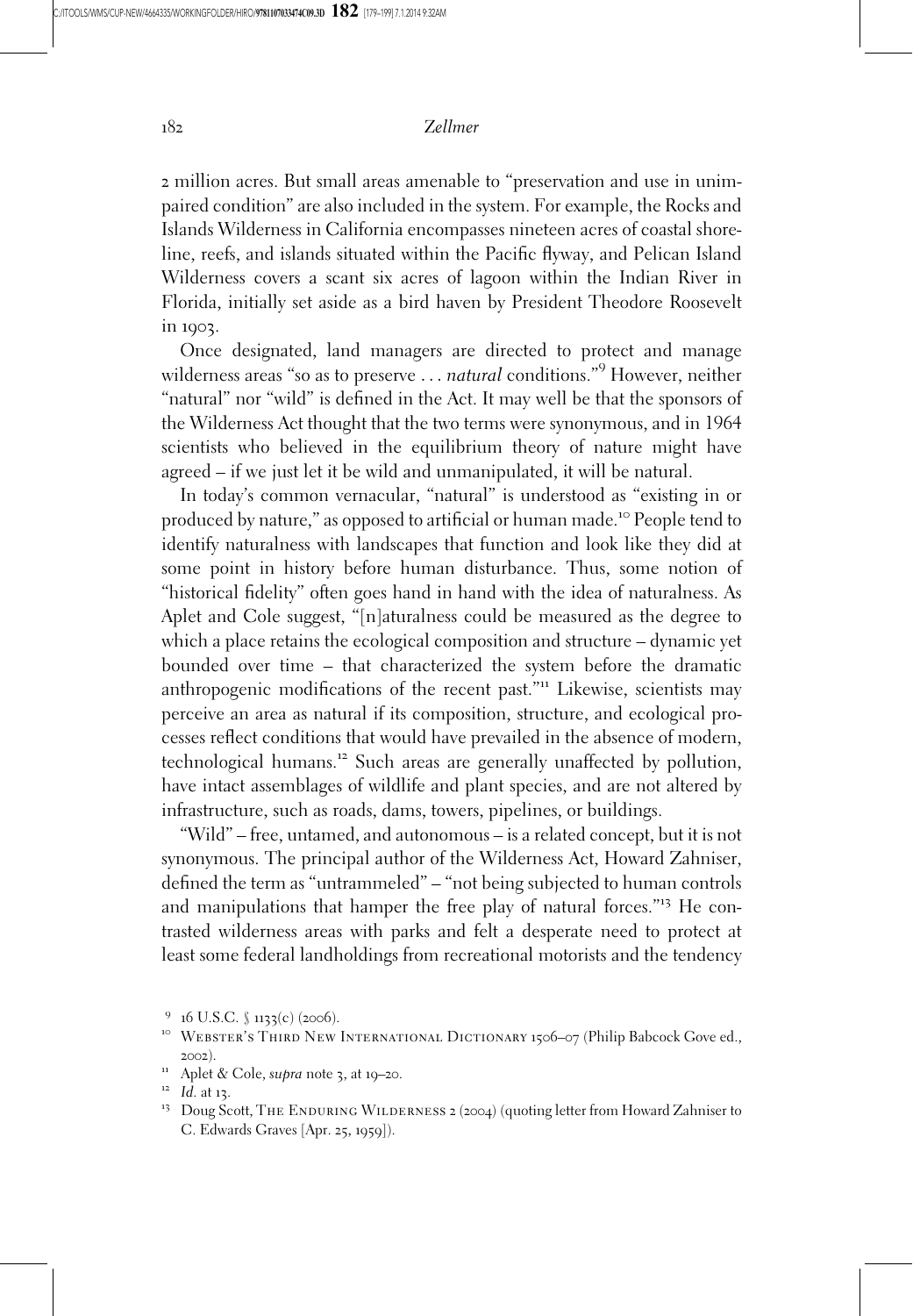2 million acres. But small areas amenable to "preservation and use in unimpaired condition" are also included in the system. For example, the Rocks and Islands Wilderness in California encompasses nineteen acres of coastal shoreline, reefs, and islands situated within the Pacific flyway, and Pelican Island Wilderness covers a scant six acres of lagoon within the Indian River in Florida, initially set aside as a bird haven by President Theodore Roosevelt in 1903.

Once designated, land managers are directed to protect and manage wilderness areas "so as to preserve . . . *natural* conditions."[9] However, neither "natural" nor "wild" is defined in the Act. It may well be that the sponsors of the Wilderness Act thought that the two terms were synonymous, and in 1964 scientists who believed in the equilibrium theory of nature might have agreed – if we just let it be wild and unmanipulated, it will be natural.

In today's common vernacular, "natural" is understood as "existing in or produced by nature," as opposed to artificial or human made.[10] People tend to identify naturalness with landscapes that function and look like they did at some point in history before human disturbance. Thus, some notion of "historical fidelity" often goes hand in hand with the idea of naturalness. As Aplet and Cole suggest, "[n]aturalness could be measured as the degree to which a place retains the ecological composition and structure – dynamic yet bounded over time – that characterized the system before the dramatic anthropogenic modifications of the recent past."[11] Likewise, scientists may perceive an area as natural if its composition, structure, and ecological processes reflect conditions that would have prevailed in the absence of modern, technological humans.[12] Such areas are generally unaffected by pollution, have intact assemblages of wildlife and plant species, and are not altered by infrastructure, such as roads, dams, towers, pipelines, or buildings.

"Wild" – free, untamed, and autonomous – is a related concept, but it is not synonymous. The principal author of the Wilderness Act, Howard Zahniser, defined the term as "untrammeled" – "not being subjected to human controls and manipulations that hamper the free play of natural forces."[13] He contrasted wilderness areas with parks and felt a desperate need to protect at least some federal landholdings from recreational motorists and the tendency

---

[9] 16 U.S.C. § 1133(c) (2006).

[10] Webster's Third New International Dictionary 1506–07 (Philip Babcock Gove ed., 2002).

[11] Aplet & Cole, *supra* note 3, at 19–20.

[12] *Id.* at 13.

[13] Doug Scott, The Enduring Wilderness 2 (2004) (quoting letter from Howard Zahniser to C. Edwards Graves [Apr. 25, 1959]).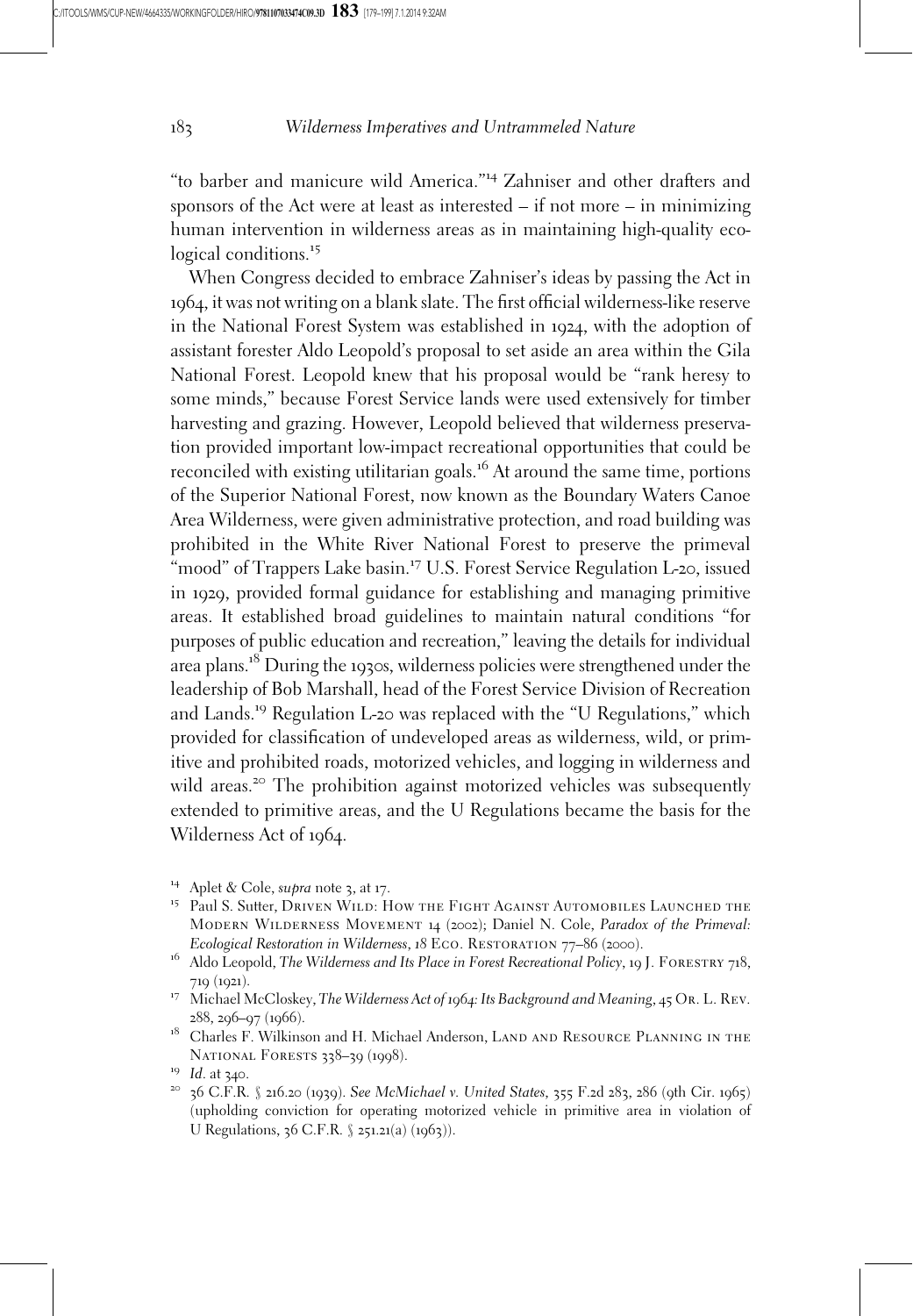"to barber and manicure wild America."[14] Zahniser and other drafters and sponsors of the Act were at least as interested – if not more – in minimizing human intervention in wilderness areas as in maintaining high-quality ecological conditions.[15]

When Congress decided to embrace Zahniser's ideas by passing the Act in 1964, it was not writing on a blank slate. The first official wilderness-like reserve in the National Forest System was established in 1924, with the adoption of assistant forester Aldo Leopold's proposal to set aside an area within the Gila National Forest. Leopold knew that his proposal would be "rank heresy to some minds," because Forest Service lands were used extensively for timber harvesting and grazing. However, Leopold believed that wilderness preservation provided important low-impact recreational opportunities that could be reconciled with existing utilitarian goals.[16] At around the same time, portions of the Superior National Forest, now known as the Boundary Waters Canoe Area Wilderness, were given administrative protection, and road building was prohibited in the White River National Forest to preserve the primeval "mood" of Trappers Lake basin.[17] U.S. Forest Service Regulation L-20, issued in 1929, provided formal guidance for establishing and managing primitive areas. It established broad guidelines to maintain natural conditions "for purposes of public education and recreation," leaving the details for individual area plans.[18] During the 1930s, wilderness policies were strengthened under the leadership of Bob Marshall, head of the Forest Service Division of Recreation and Lands.[19] Regulation L-20 was replaced with the "U Regulations," which provided for classification of undeveloped areas as wilderness, wild, or primitive and prohibited roads, motorized vehicles, and logging in wilderness and wild areas.[20] The prohibition against motorized vehicles was subsequently extended to primitive areas, and the U Regulations became the basis for the Wilderness Act of 1964.

---

[14] Aplet & Cole, *supra* note 3, at 17.

[15] Paul S. Sutter, Driven Wild: How the Fight Against Automobiles Launched the Modern Wilderness Movement 14 (2002); Daniel N. Cole, *Paradox of the Primeval: Ecological Restoration in Wilderness*, 18 Eco. Restoration 77–86 (2000).

[16] Aldo Leopold, *The Wilderness and Its Place in Forest Recreational Policy*, 19 J. Forestry 718, 719 (1921).

[17] Michael McCloskey, *The Wilderness Act of 1964: Its Background and Meaning*, 45 Or. L. Rev. 288, 296–97 (1966).

[18] Charles F. Wilkinson and H. Michael Anderson, Land and Resource Planning in the National Forests 338–39 (1998).

[19] *Id*. at 340.

[20] 36 C.F.R. § 216.20 (1939). *See McMichael v. United States*, 355 F.2d 283, 286 (9th Cir. 1965) (upholding conviction for operating motorized vehicle in primitive area in violation of U Regulations, 36 C.F.R. § 251.21(a) (1963)).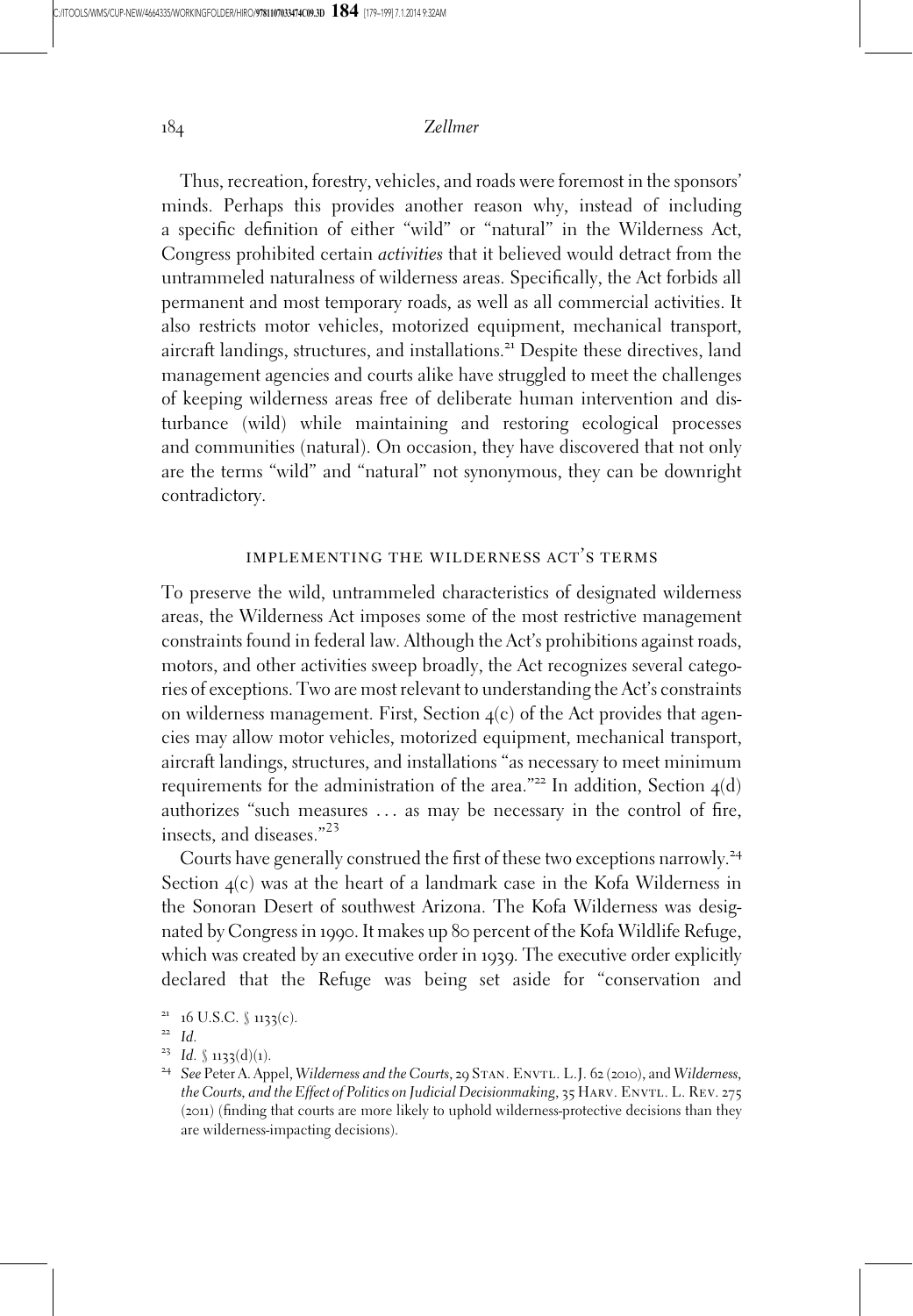Thus, recreation, forestry, vehicles, and roads were foremost in the sponsors' minds. Perhaps this provides another reason why, instead of including a specific definition of either "wild" or "natural" in the Wilderness Act, Congress prohibited certain *activities* that it believed would detract from the untrammeled naturalness of wilderness areas. Specifically, the Act forbids all permanent and most temporary roads, as well as all commercial activities. It also restricts motor vehicles, motorized equipment, mechanical transport, aircraft landings, structures, and installations.[21] Despite these directives, land management agencies and courts alike have struggled to meet the challenges of keeping wilderness areas free of deliberate human intervention and disturbance (wild) while maintaining and restoring ecological processes and communities (natural). On occasion, they have discovered that not only are the terms "wild" and "natural" not synonymous, they can be downright contradictory.

## IMPLEMENTING THE WILDERNESS ACT'S TERMS

To preserve the wild, untrammeled characteristics of designated wilderness areas, the Wilderness Act imposes some of the most restrictive management constraints found in federal law. Although the Act's prohibitions against roads, motors, and other activities sweep broadly, the Act recognizes several categories of exceptions. Two are most relevant to understanding the Act's constraints on wilderness management. First, Section 4(c) of the Act provides that agencies may allow motor vehicles, motorized equipment, mechanical transport, aircraft landings, structures, and installations "as necessary to meet minimum requirements for the administration of the area."[22] In addition, Section 4(d) authorizes "such measures ... as may be necessary in the control of fire, insects, and diseases."[23]

Courts have generally construed the first of these two exceptions narrowly.[24] Section 4(c) was at the heart of a landmark case in the Kofa Wilderness in the Sonoran Desert of southwest Arizona. The Kofa Wilderness was designated by Congress in 1990. It makes up 80 percent of the Kofa Wildlife Refuge, which was created by an executive order in 1939. The executive order explicitly declared that the Refuge was being set aside for "conservation and

[21] 16 U.S.C. § 1133(c).

[22] *Id.*

[23] *Id.* § 1133(d)(1).

[24] *See* Peter A. Appel, *Wilderness and the Courts*, 29 STAN. ENVTL. L.J. 62 (2010), and *Wilderness, the Courts, and the Effect of Politics on Judicial Decisionmaking*, 35 HARV. ENVTL. L. REV. 275 (2011) (finding that courts are more likely to uphold wilderness-protective decisions than they are wilderness-impacting decisions).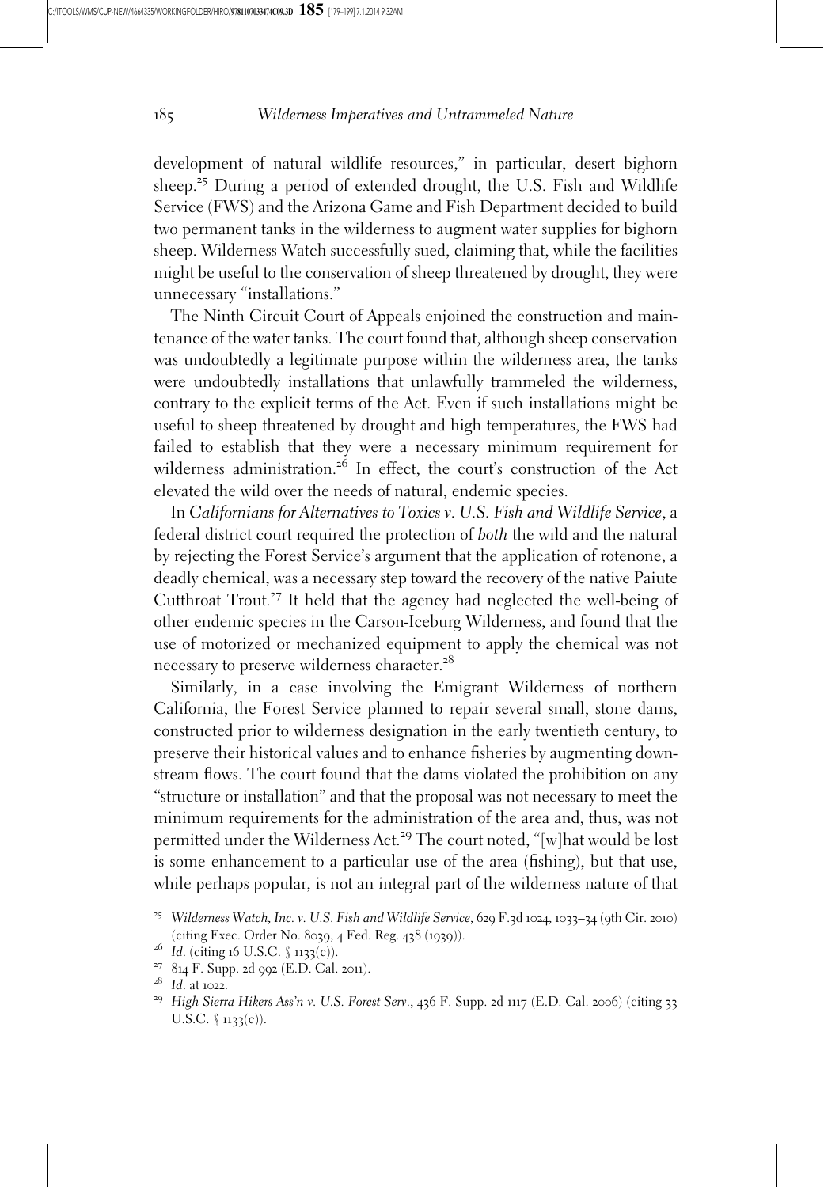development of natural wildlife resources," in particular, desert bighorn sheep.[25] During a period of extended drought, the U.S. Fish and Wildlife Service (FWS) and the Arizona Game and Fish Department decided to build two permanent tanks in the wilderness to augment water supplies for bighorn sheep. Wilderness Watch successfully sued, claiming that, while the facilities might be useful to the conservation of sheep threatened by drought, they were unnecessary "installations."

The Ninth Circuit Court of Appeals enjoined the construction and maintenance of the water tanks. The court found that, although sheep conservation was undoubtedly a legitimate purpose within the wilderness area, the tanks were undoubtedly installations that unlawfully trammeled the wilderness, contrary to the explicit terms of the Act. Even if such installations might be useful to sheep threatened by drought and high temperatures, the FWS had failed to establish that they were a necessary minimum requirement for wilderness administration.[26] In effect, the court's construction of the Act elevated the wild over the needs of natural, endemic species.

In *Californians for Alternatives to Toxics v. U.S. Fish and Wildlife Service*, a federal district court required the protection of *both* the wild and the natural by rejecting the Forest Service's argument that the application of rotenone, a deadly chemical, was a necessary step toward the recovery of the native Paiute Cutthroat Trout.[27] It held that the agency had neglected the well-being of other endemic species in the Carson-Iceburg Wilderness, and found that the use of motorized or mechanized equipment to apply the chemical was not necessary to preserve wilderness character.[28]

Similarly, in a case involving the Emigrant Wilderness of northern California, the Forest Service planned to repair several small, stone dams, constructed prior to wilderness designation in the early twentieth century, to preserve their historical values and to enhance fisheries by augmenting downstream flows. The court found that the dams violated the prohibition on any "structure or installation" and that the proposal was not necessary to meet the minimum requirements for the administration of the area and, thus, was not permitted under the Wilderness Act.[29] The court noted, "[w]hat would be lost is some enhancement to a particular use of the area (fishing), but that use, while perhaps popular, is not an integral part of the wilderness nature of that

[25] *Wilderness Watch, Inc. v. U.S. Fish and Wildlife Service*, 629 F.3d 1024, 1033–34 (9th Cir. 2010) (citing Exec. Order No. 8039, 4 Fed. Reg. 438 (1939)).

[26] *Id*. (citing 16 U.S.C. § 1133(c)).

[27] 814 F. Supp. 2d 992 (E.D. Cal. 2011).

[28] *Id*. at 1022.

[29] *High Sierra Hikers Ass'n v. U.S. Forest Serv*., 436 F. Supp. 2d 1117 (E.D. Cal. 2006) (citing 33 U.S.C. § 1133(c)).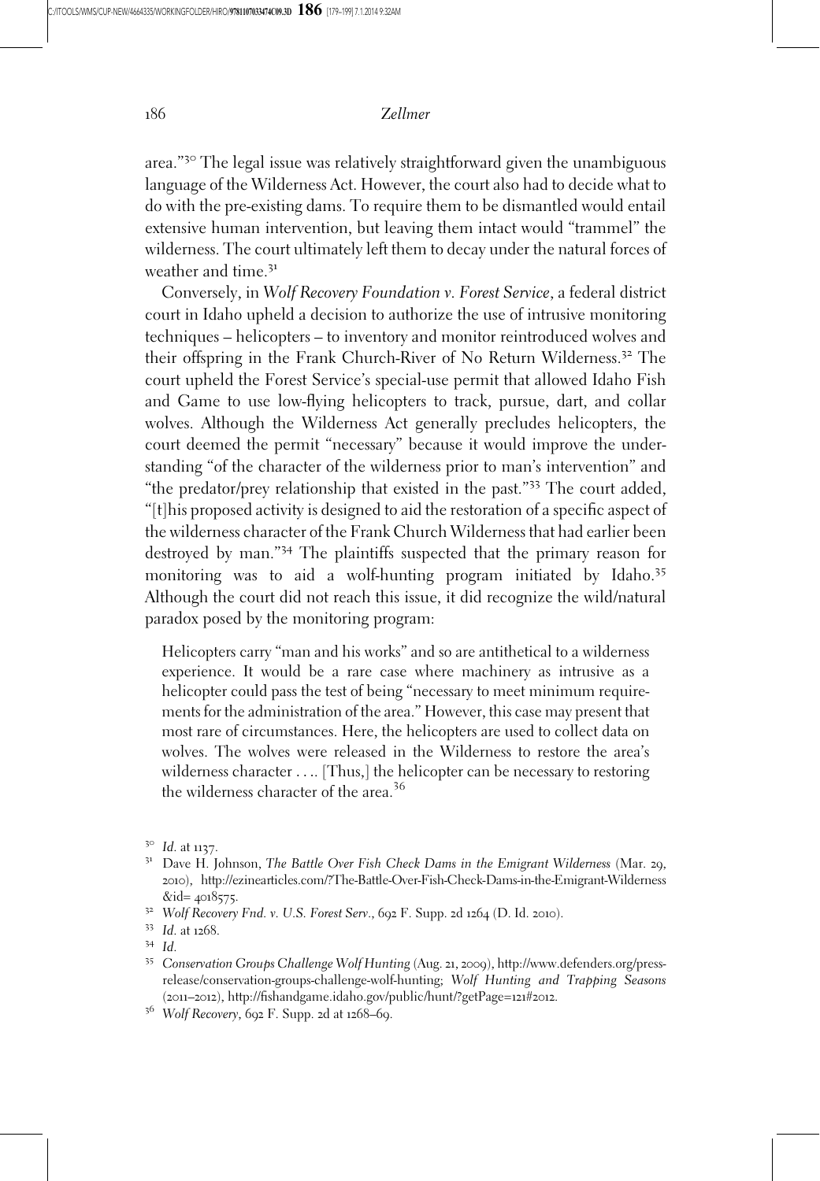area."[30] The legal issue was relatively straightforward given the unambiguous language of the Wilderness Act. However, the court also had to decide what to do with the pre-existing dams. To require them to be dismantled would entail extensive human intervention, but leaving them intact would "trammel" the wilderness. The court ultimately left them to decay under the natural forces of weather and time.[31]

Conversely, in *Wolf Recovery Foundation v. Forest Service*, a federal district court in Idaho upheld a decision to authorize the use of intrusive monitoring techniques – helicopters – to inventory and monitor reintroduced wolves and their offspring in the Frank Church-River of No Return Wilderness.[32] The court upheld the Forest Service's special-use permit that allowed Idaho Fish and Game to use low-flying helicopters to track, pursue, dart, and collar wolves. Although the Wilderness Act generally precludes helicopters, the court deemed the permit "necessary" because it would improve the understanding "of the character of the wilderness prior to man's intervention" and "the predator/prey relationship that existed in the past."[33] The court added, "[t]his proposed activity is designed to aid the restoration of a specific aspect of the wilderness character of the Frank Church Wilderness that had earlier been destroyed by man."[34] The plaintiffs suspected that the primary reason for monitoring was to aid a wolf-hunting program initiated by Idaho.[35] Although the court did not reach this issue, it did recognize the wild/natural paradox posed by the monitoring program:

> Helicopters carry "man and his works" and so are antithetical to a wilderness experience. It would be a rare case where machinery as intrusive as a helicopter could pass the test of being "necessary to meet minimum requirements for the administration of the area." However, this case may present that most rare of circumstances. Here, the helicopters are used to collect data on wolves. The wolves were released in the Wilderness to restore the area's wilderness character . . .. [Thus,] the helicopter can be necessary to restoring the wilderness character of the area.[36]

---

[30] *Id.* at 1137.

[31] Dave H. Johnson, *The Battle Over Fish Check Dams in the Emigrant Wilderness* (Mar. 29, 2010), http://ezinearticles.com/?The-Battle-Over-Fish-Check-Dams-in-the-Emigrant-Wilderness&id= 4018575.

[32] *Wolf Recovery Fnd. v. U.S. Forest Serv.*, 692 F. Supp. 2d 1264 (D. Id. 2010).

[33] *Id.* at 1268.

[34] *Id.*

[35] *Conservation Groups Challenge Wolf Hunting* (Aug. 21, 2009), http://www.defenders.org/press-release/conservation-groups-challenge-wolf-hunting; *Wolf Hunting and Trapping Seasons* (2011–2012), http://fishandgame.idaho.gov/public/hunt/?getPage=121#2012.

[36] *Wolf Recovery*, 692 F. Supp. 2d at 1268–69.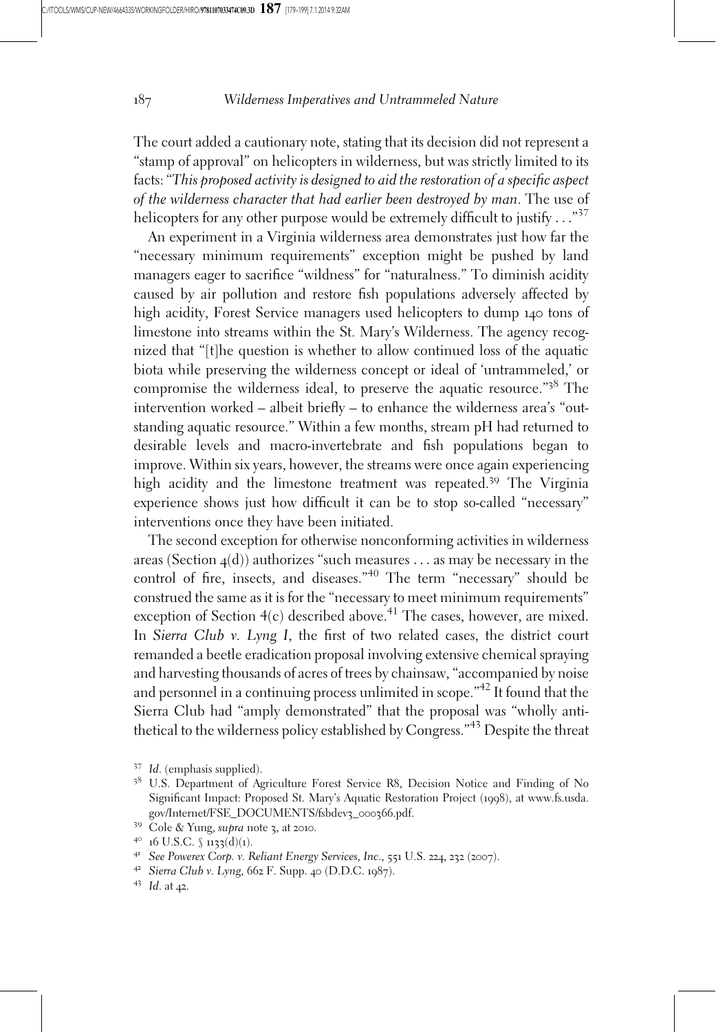The court added a cautionary note, stating that its decision did not represent a "stamp of approval" on helicopters in wilderness, but was strictly limited to its facts: "*This proposed activity is designed to aid the restoration of a specific aspect of the wilderness character that had earlier been destroyed by man*. The use of helicopters for any other purpose would be extremely difficult to justify . . ."[37]

An experiment in a Virginia wilderness area demonstrates just how far the "necessary minimum requirements" exception might be pushed by land managers eager to sacrifice "wildness" for "naturalness." To diminish acidity caused by air pollution and restore fish populations adversely affected by high acidity, Forest Service managers used helicopters to dump 140 tons of limestone into streams within the St. Mary's Wilderness. The agency recognized that "[t]he question is whether to allow continued loss of the aquatic biota while preserving the wilderness concept or ideal of 'untrammeled,' or compromise the wilderness ideal, to preserve the aquatic resource."[38] The intervention worked – albeit briefly – to enhance the wilderness area's "outstanding aquatic resource." Within a few months, stream pH had returned to desirable levels and macro-invertebrate and fish populations began to improve. Within six years, however, the streams were once again experiencing high acidity and the limestone treatment was repeated.[39] The Virginia experience shows just how difficult it can be to stop so-called "necessary" interventions once they have been initiated.

The second exception for otherwise nonconforming activities in wilderness areas (Section 4(d)) authorizes "such measures . . . as may be necessary in the control of fire, insects, and diseases."[40] The term "necessary" should be construed the same as it is for the "necessary to meet minimum requirements" exception of Section 4(c) described above.[41] The cases, however, are mixed. In *Sierra Club v. Lyng I*, the first of two related cases, the district court remanded a beetle eradication proposal involving extensive chemical spraying and harvesting thousands of acres of trees by chainsaw, "accompanied by noise and personnel in a continuing process unlimited in scope."[42] It found that the Sierra Club had "amply demonstrated" that the proposal was "wholly antithetical to the wilderness policy established by Congress."[43] Despite the threat

[37] *Id*. (emphasis supplied).

[38] U.S. Department of Agriculture Forest Service R8, Decision Notice and Finding of No Significant Impact: Proposed St. Mary's Aquatic Restoration Project (1998), at www.fs.usda.gov/Internet/FSE_DOCUMENTS/fsbdev3_000366.pdf.

[39] Cole & Yung, *supra* note 3, at 2010.

[40] 16 U.S.C. § 1133(d)(1).

[41] *See Powerex Corp. v. Reliant Energy Services, Inc.*, 551 U.S. 224, 232 (2007).

[42] *Sierra Club v. Lyng*, 662 F. Supp. 40 (D.D.C. 1987).

[43] *Id*. at 42.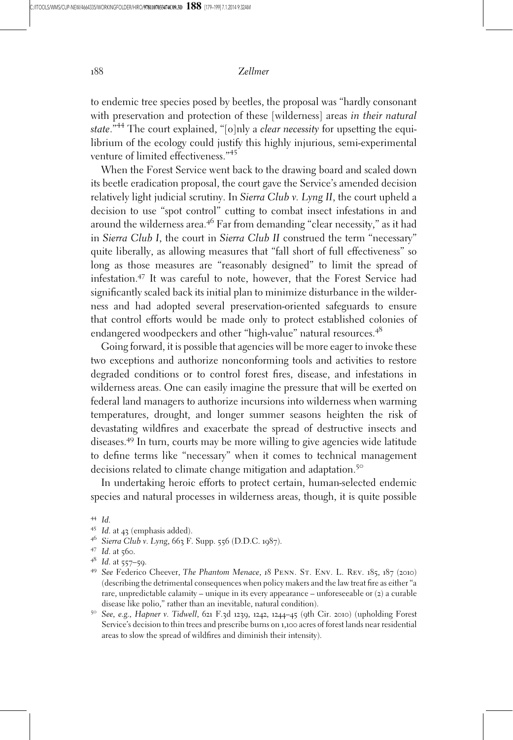to endemic tree species posed by beetles, the proposal was "hardly consonant with preservation and protection of these [wilderness] areas *in their natural state*."[44] The court explained, "[o]nly a *clear necessity* for upsetting the equilibrium of the ecology could justify this highly injurious, semi-experimental venture of limited effectiveness."[45]

When the Forest Service went back to the drawing board and scaled down its beetle eradication proposal, the court gave the Service's amended decision relatively light judicial scrutiny. In *Sierra Club v. Lyng II*, the court upheld a decision to use "spot control" cutting to combat insect infestations in and around the wilderness area.[46] Far from demanding "clear necessity," as it had in *Sierra Club I*, the court in *Sierra Club II* construed the term "necessary" quite liberally, as allowing measures that "fall short of full effectiveness" so long as those measures are "reasonably designed" to limit the spread of infestation.[47] It was careful to note, however, that the Forest Service had significantly scaled back its initial plan to minimize disturbance in the wilderness and had adopted several preservation-oriented safeguards to ensure that control efforts would be made only to protect established colonies of endangered woodpeckers and other "high-value" natural resources.[48]

Going forward, it is possible that agencies will be more eager to invoke these two exceptions and authorize nonconforming tools and activities to restore degraded conditions or to control forest fires, disease, and infestations in wilderness areas. One can easily imagine the pressure that will be exerted on federal land managers to authorize incursions into wilderness when warming temperatures, drought, and longer summer seasons heighten the risk of devastating wildfires and exacerbate the spread of destructive insects and diseases.[49] In turn, courts may be more willing to give agencies wide latitude to define terms like "necessary" when it comes to technical management decisions related to climate change mitigation and adaptation.[50]

In undertaking heroic efforts to protect certain, human-selected endemic species and natural processes in wilderness areas, though, it is quite possible

---

[44] *Id.*

[45] *Id.* at 43 (emphasis added).

[46] *Sierra Club v. Lyng*, 663 F. Supp. 556 (D.D.C. 1987).

[47] *Id.* at 560.

[48] *Id.* at 557–59.

[49] *See* Federico Cheever, *The Phantom Menace*, 18 Penn. St. Env. L. Rev. 185, 187 (2010) (describing the detrimental consequences when policy makers and the law treat fire as either "a rare, unpredictable calamity – unique in its every appearance – unforeseeable or (2) a curable disease like polio," rather than an inevitable, natural condition).

[50] *See, e.g., Hapner v. Tidwell*, 621 F.3d 1239, 1242, 1244–45 (9th Cir. 2010) (upholding Forest Service's decision to thin trees and prescribe burns on 1,100 acres of forest lands near residential areas to slow the spread of wildfires and diminish their intensity).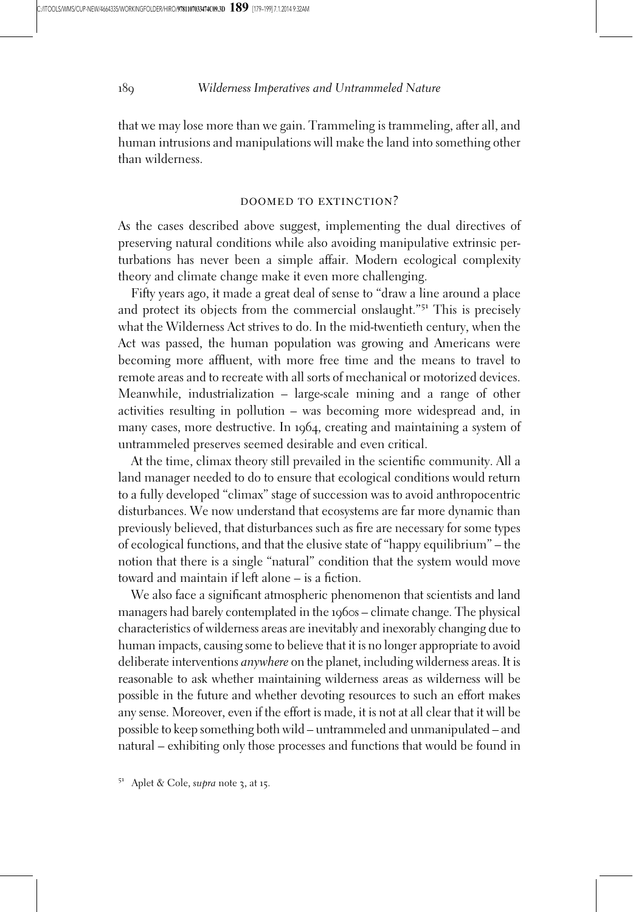that we may lose more than we gain. Trammeling is trammeling, after all, and human intrusions and manipulations will make the land into something other than wilderness.

## DOOMED TO EXTINCTION?

As the cases described above suggest, implementing the dual directives of preserving natural conditions while also avoiding manipulative extrinsic perturbations has never been a simple affair. Modern ecological complexity theory and climate change make it even more challenging.

Fifty years ago, it made a great deal of sense to "draw a line around a place and protect its objects from the commercial onslaught."[51] This is precisely what the Wilderness Act strives to do. In the mid-twentieth century, when the Act was passed, the human population was growing and Americans were becoming more affluent, with more free time and the means to travel to remote areas and to recreate with all sorts of mechanical or motorized devices. Meanwhile, industrialization – large-scale mining and a range of other activities resulting in pollution – was becoming more widespread and, in many cases, more destructive. In 1964, creating and maintaining a system of untrammeled preserves seemed desirable and even critical.

At the time, climax theory still prevailed in the scientific community. All a land manager needed to do to ensure that ecological conditions would return to a fully developed "climax" stage of succession was to avoid anthropocentric disturbances. We now understand that ecosystems are far more dynamic than previously believed, that disturbances such as fire are necessary for some types of ecological functions, and that the elusive state of "happy equilibrium" – the notion that there is a single "natural" condition that the system would move toward and maintain if left alone – is a fiction.

We also face a significant atmospheric phenomenon that scientists and land managers had barely contemplated in the 1960s – climate change. The physical characteristics of wilderness areas are inevitably and inexorably changing due to human impacts, causing some to believe that it is no longer appropriate to avoid deliberate interventions *anywhere* on the planet, including wilderness areas. It is reasonable to ask whether maintaining wilderness areas as wilderness will be possible in the future and whether devoting resources to such an effort makes any sense. Moreover, even if the effort is made, it is not at all clear that it will be possible to keep something both wild – untrammeled and unmanipulated – and natural – exhibiting only those processes and functions that would be found in

[51] Aplet & Cole, *supra* note 3, at 15.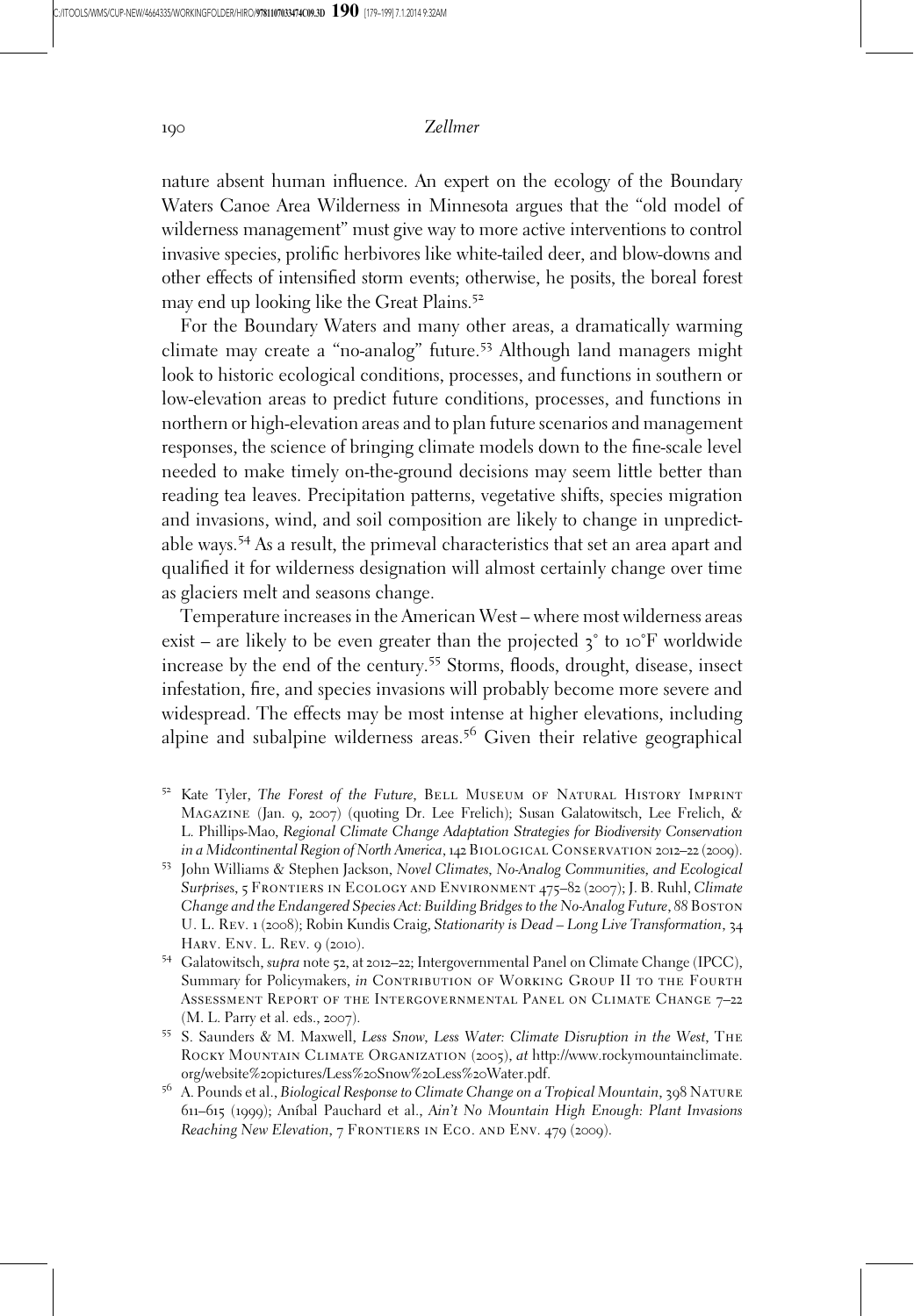nature absent human influence. An expert on the ecology of the Boundary Waters Canoe Area Wilderness in Minnesota argues that the "old model of wilderness management" must give way to more active interventions to control invasive species, prolific herbivores like white-tailed deer, and blow-downs and other effects of intensified storm events; otherwise, he posits, the boreal forest may end up looking like the Great Plains.[52]

For the Boundary Waters and many other areas, a dramatically warming climate may create a "no-analog" future.[53] Although land managers might look to historic ecological conditions, processes, and functions in southern or low-elevation areas to predict future conditions, processes, and functions in northern or high-elevation areas and to plan future scenarios and management responses, the science of bringing climate models down to the fine-scale level needed to make timely on-the-ground decisions may seem little better than reading tea leaves. Precipitation patterns, vegetative shifts, species migration and invasions, wind, and soil composition are likely to change in unpredictable ways.[54] As a result, the primeval characteristics that set an area apart and qualified it for wilderness designation will almost certainly change over time as glaciers melt and seasons change.

Temperature increases in the American West – where most wilderness areas exist – are likely to be even greater than the projected 3° to 10°F worldwide increase by the end of the century.[55] Storms, floods, drought, disease, insect infestation, fire, and species invasions will probably become more severe and widespread. The effects may be most intense at higher elevations, including alpine and subalpine wilderness areas.[56] Given their relative geographical

---

[52] Kate Tyler, *The Forest of the Future*, Bell Museum of Natural History Imprint Magazine (Jan. 9, 2007) (quoting Dr. Lee Frelich); Susan Galatowitsch, Lee Frelich, & L. Phillips-Mao, *Regional Climate Change Adaptation Strategies for Biodiversity Conservation in a Midcontinental Region of North America*, 142 Biological Conservation 2012–22 (2009).

[53] John Williams & Stephen Jackson, *Novel Climates, No-Analog Communities, and Ecological Surprises*, 5 Frontiers in Ecology and Environment 475–82 (2007); J. B. Ruhl, *Climate Change and the Endangered Species Act: Building Bridges to the No-Analog Future*, 88 Boston U. L. Rev. 1 (2008); Robin Kundis Craig, *Stationarity is Dead – Long Live Transformation*, 34 Harv. Env. L. Rev. 9 (2010).

[54] Galatowitsch, *supra* note 52, at 2012–22; Intergovernmental Panel on Climate Change (IPCC), Summary for Policymakers, *in* Contribution of Working Group II to the Fourth Assessment Report of the Intergovernmental Panel on Climate Change 7–22 (M. L. Parry et al. eds., 2007).

[55] S. Saunders & M. Maxwell, *Less Snow, Less Water: Climate Disruption in the West*, The Rocky Mountain Climate Organization (2005), *at* http://www.rockymountainclimate.org/website%20pictures/Less%20Snow%20Less%20Water.pdf.

[56] A. Pounds et al., *Biological Response to Climate Change on a Tropical Mountain*, 398 Nature 611–615 (1999); Aníbal Pauchard et al., *Ain't No Mountain High Enough: Plant Invasions Reaching New Elevation*, 7 Frontiers in Eco. and Env. 479 (2009).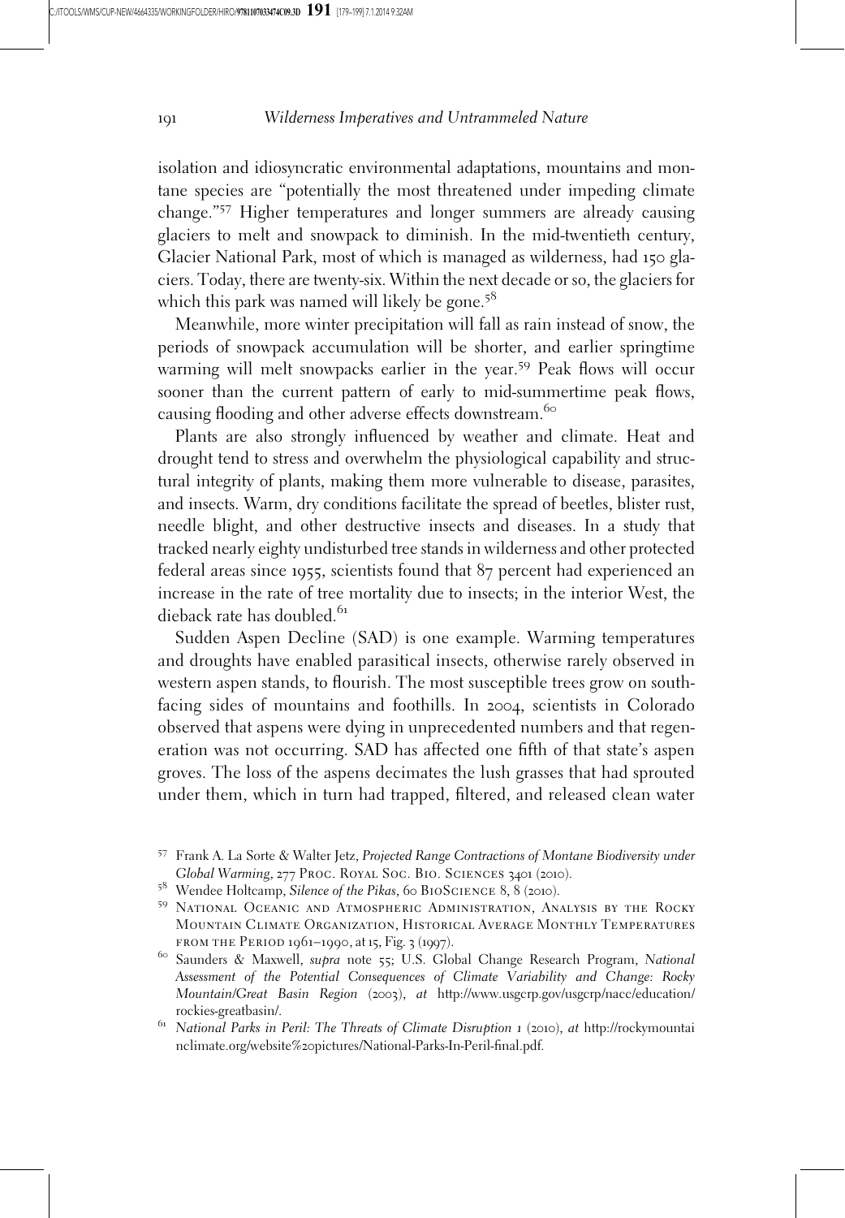isolation and idiosyncratic environmental adaptations, mountains and montane species are "potentially the most threatened under impeding climate change."[57] Higher temperatures and longer summers are already causing glaciers to melt and snowpack to diminish. In the mid-twentieth century, Glacier National Park, most of which is managed as wilderness, had 150 glaciers. Today, there are twenty-six. Within the next decade or so, the glaciers for which this park was named will likely be gone.[58]

Meanwhile, more winter precipitation will fall as rain instead of snow, the periods of snowpack accumulation will be shorter, and earlier springtime warming will melt snowpacks earlier in the year.[59] Peak flows will occur sooner than the current pattern of early to mid-summertime peak flows, causing flooding and other adverse effects downstream.[60]

Plants are also strongly influenced by weather and climate. Heat and drought tend to stress and overwhelm the physiological capability and structural integrity of plants, making them more vulnerable to disease, parasites, and insects. Warm, dry conditions facilitate the spread of beetles, blister rust, needle blight, and other destructive insects and diseases. In a study that tracked nearly eighty undisturbed tree stands in wilderness and other protected federal areas since 1955, scientists found that 87 percent had experienced an increase in the rate of tree mortality due to insects; in the interior West, the dieback rate has doubled.[61]

Sudden Aspen Decline (SAD) is one example. Warming temperatures and droughts have enabled parasitical insects, otherwise rarely observed in western aspen stands, to flourish. The most susceptible trees grow on south-facing sides of mountains and foothills. In 2004, scientists in Colorado observed that aspens were dying in unprecedented numbers and that regeneration was not occurring. SAD has affected one fifth of that state's aspen groves. The loss of the aspens decimates the lush grasses that had sprouted under them, which in turn had trapped, filtered, and released clean water

---

[57] Frank A. La Sorte & Walter Jetz, *Projected Range Contractions of Montane Biodiversity under Global Warming*, 277 Proc. Royal Soc. Bio. Sciences 3401 (2010).

[58] Wendee Holtcamp, *Silence of the Pikas*, 60 BioScience 8, 8 (2010).

[59] National Oceanic and Atmospheric Administration, Analysis by the Rocky Mountain Climate Organization, Historical Average Monthly Temperatures from the Period 1961–1990, at 15, Fig. 3 (1997).

[60] Saunders & Maxwell, *supra* note 55; U.S. Global Change Research Program, *National Assessment of the Potential Consequences of Climate Variability and Change: Rocky Mountain/Great Basin Region* (2003), *at* http://www.usgcrp.gov/usgcrp/nacc/education/rockies-greatbasin/.

[61] *National Parks in Peril: The Threats of Climate Disruption* 1 (2010), *at* http://rockymountainclimate.org/website%20pictures/National-Parks-In-Peril-final.pdf.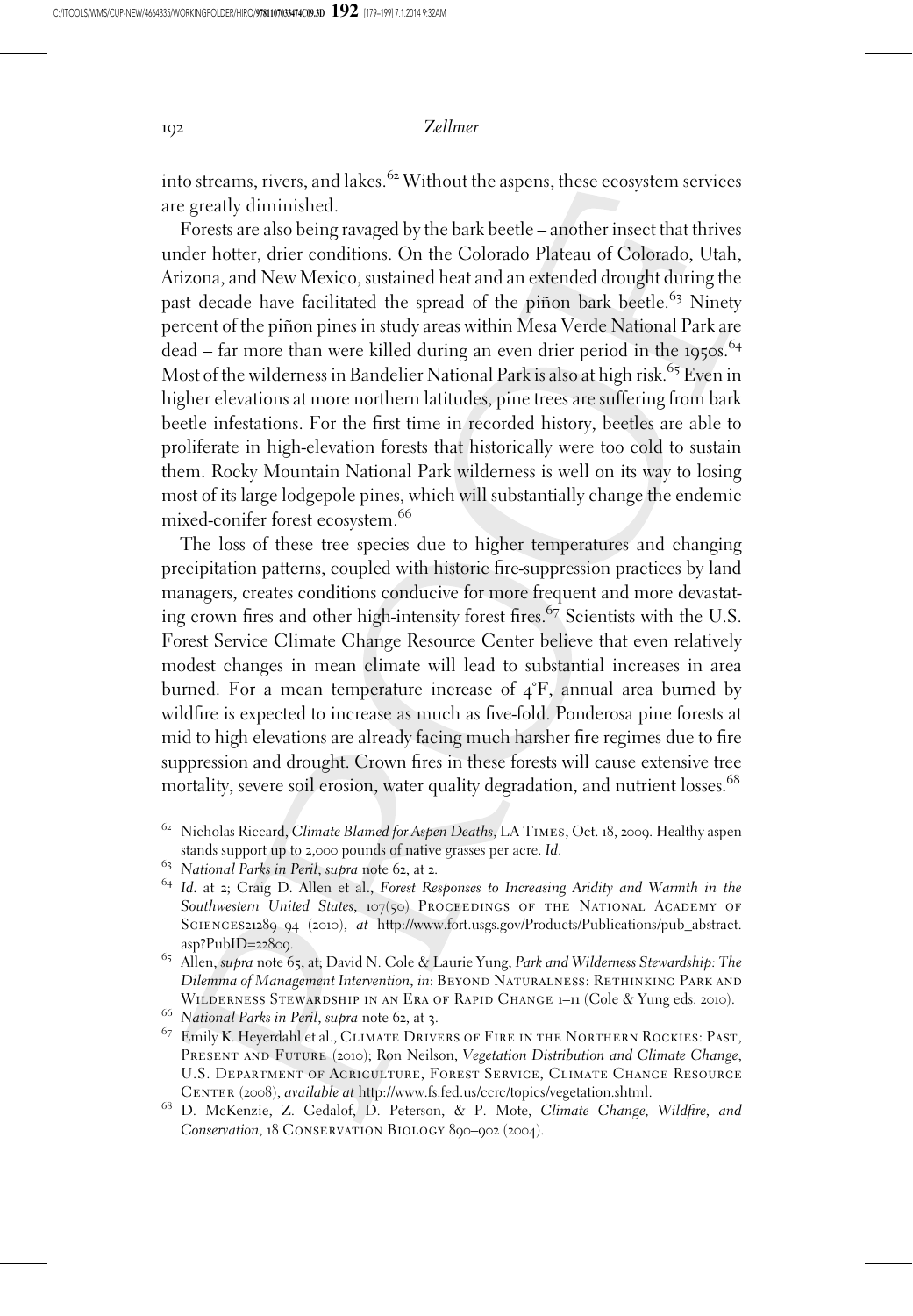into streams, rivers, and lakes.[62] Without the aspens, these ecosystem services are greatly diminished.

Forests are also being ravaged by the bark beetle – another insect that thrives under hotter, drier conditions. On the Colorado Plateau of Colorado, Utah, Arizona, and New Mexico, sustained heat and an extended drought during the past decade have facilitated the spread of the piñon bark beetle.[63] Ninety percent of the piñon pines in study areas within Mesa Verde National Park are dead – far more than were killed during an even drier period in the 1950s.[64] Most of the wilderness in Bandelier National Park is also at high risk.[65] Even in higher elevations at more northern latitudes, pine trees are suffering from bark beetle infestations. For the first time in recorded history, beetles are able to proliferate in high-elevation forests that historically were too cold to sustain them. Rocky Mountain National Park wilderness is well on its way to losing most of its large lodgepole pines, which will substantially change the endemic mixed-conifer forest ecosystem.[66]

The loss of these tree species due to higher temperatures and changing precipitation patterns, coupled with historic fire-suppression practices by land managers, creates conditions conducive for more frequent and more devastating crown fires and other high-intensity forest fires.[67] Scientists with the U.S. Forest Service Climate Change Resource Center believe that even relatively modest changes in mean climate will lead to substantial increases in area burned. For a mean temperature increase of 4°F, annual area burned by wildfire is expected to increase as much as five-fold. Ponderosa pine forests at mid to high elevations are already facing much harsher fire regimes due to fire suppression and drought. Crown fires in these forests will cause extensive tree mortality, severe soil erosion, water quality degradation, and nutrient losses.[68]

---

[62] Nicholas Riccard, *Climate Blamed for Aspen Deaths*, LA Times, Oct. 18, 2009. Healthy aspen stands support up to 2,000 pounds of native grasses per acre. *Id.*

[63] *National Parks in Peril*, *supra* note 62, at 2.

[64] *Id.* at 2; Craig D. Allen et al., *Forest Responses to Increasing Aridity and Warmth in the Southwestern United States*, 107(50) Proceedings of the National Academy of Sciences21289–94 (2010), *at* http://www.fort.usgs.gov/Products/Publications/pub_abstract.asp?PubID=22809.

[65] Allen, *supra* note 65, at; David N. Cole & Laurie Yung, *Park and Wilderness Stewardship: The Dilemma of Management Intervention*, *in*: Beyond Naturalness: Rethinking Park and Wilderness Stewardship in an Era of Rapid Change 1–11 (Cole & Yung eds. 2010).

[66] *National Parks in Peril*, *supra* note 62, at 3.

[67] Emily K. Heyerdahl et al., Climate Drivers of Fire in the Northern Rockies: Past, Present and Future (2010); Ron Neilson, *Vegetation Distribution and Climate Change*, U.S. Department of Agriculture, Forest Service, Climate Change Resource Center (2008), *available at* http://www.fs.fed.us/ccrc/topics/vegetation.shtml.

[68] D. McKenzie, Z. Gedalof, D. Peterson, & P. Mote, *Climate Change, Wildfire, and Conservation*, 18 Conservation Biology 890–902 (2004).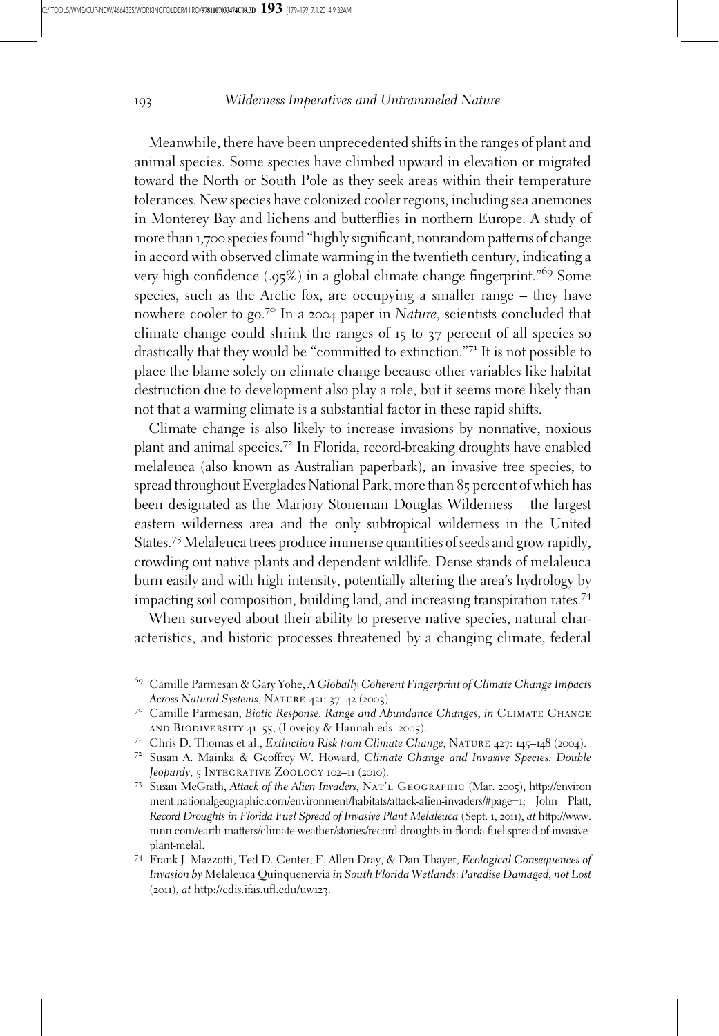Meanwhile, there have been unprecedented shifts in the ranges of plant and animal species. Some species have climbed upward in elevation or migrated toward the North or South Pole as they seek areas within their temperature tolerances. New species have colonized cooler regions, including sea anemones in Monterey Bay and lichens and butterflies in northern Europe. A study of more than 1,700 species found "highly significant, nonrandom patterns of change in accord with observed climate warming in the twentieth century, indicating a very high confidence (.95%) in a global climate change fingerprint."[69] Some species, such as the Arctic fox, are occupying a smaller range – they have nowhere cooler to go.[70] In a 2004 paper in *Nature*, scientists concluded that climate change could shrink the ranges of 15 to 37 percent of all species so drastically that they would be "committed to extinction."[71] It is not possible to place the blame solely on climate change because other variables like habitat destruction due to development also play a role, but it seems more likely than not that a warming climate is a substantial factor in these rapid shifts.

Climate change is also likely to increase invasions by nonnative, noxious plant and animal species.[72] In Florida, record-breaking droughts have enabled melaleuca (also known as Australian paperbark), an invasive tree species, to spread throughout Everglades National Park, more than 85 percent of which has been designated as the Marjory Stoneman Douglas Wilderness – the largest eastern wilderness area and the only subtropical wilderness in the United States.[73] Melaleuca trees produce immense quantities of seeds and grow rapidly, crowding out native plants and dependent wildlife. Dense stands of melaleuca burn easily and with high intensity, potentially altering the area's hydrology by impacting soil composition, building land, and increasing transpiration rates.[74]

When surveyed about their ability to preserve native species, natural characteristics, and historic processes threatened by a changing climate, federal

---

[69] Camille Parmesan & Gary Yohe, *A Globally Coherent Fingerprint of Climate Change Impacts Across Natural Systems*, NATURE 421: 37–42 (2003).

[70] Camille Parmesan, *Biotic Response: Range and Abundance Changes*, *in* CLIMATE CHANGE AND BIODIVERSITY 41–55, (Lovejoy & Hannah eds. 2005).

[71] Chris D. Thomas et al., *Extinction Risk from Climate Change*, NATURE 427: 145–148 (2004).

[72] Susan A. Mainka & Geoffrey W. Howard, *Climate Change and Invasive Species: Double Jeopardy*, 5 INTEGRATIVE ZOOLOGY 102–11 (2010).

[73] Susan McGrath, *Attack of the Alien Invaders*, NAT'L GEOGRAPHIC (Mar. 2005), http://environment.nationalgeographic.com/environment/habitats/attack-alien-invaders/#page=1; John Platt, *Record Droughts in Florida Fuel Spread of Invasive Plant Melaleuca* (Sept. 1, 2011), *at* http://www.mnn.com/earth-matters/climate-weather/stories/record-droughts-in-florida-fuel-spread-of-invasive-plant-melal.

[74] Frank J. Mazzotti, Ted D. Center, F. Allen Dray, & Dan Thayer, *Ecological Consequences of Invasion by* Melaleuca Quinquenervia *in South Florida Wetlands: Paradise Damaged, not Lost* (2011), *at* http://edis.ifas.ufl.edu/uw123.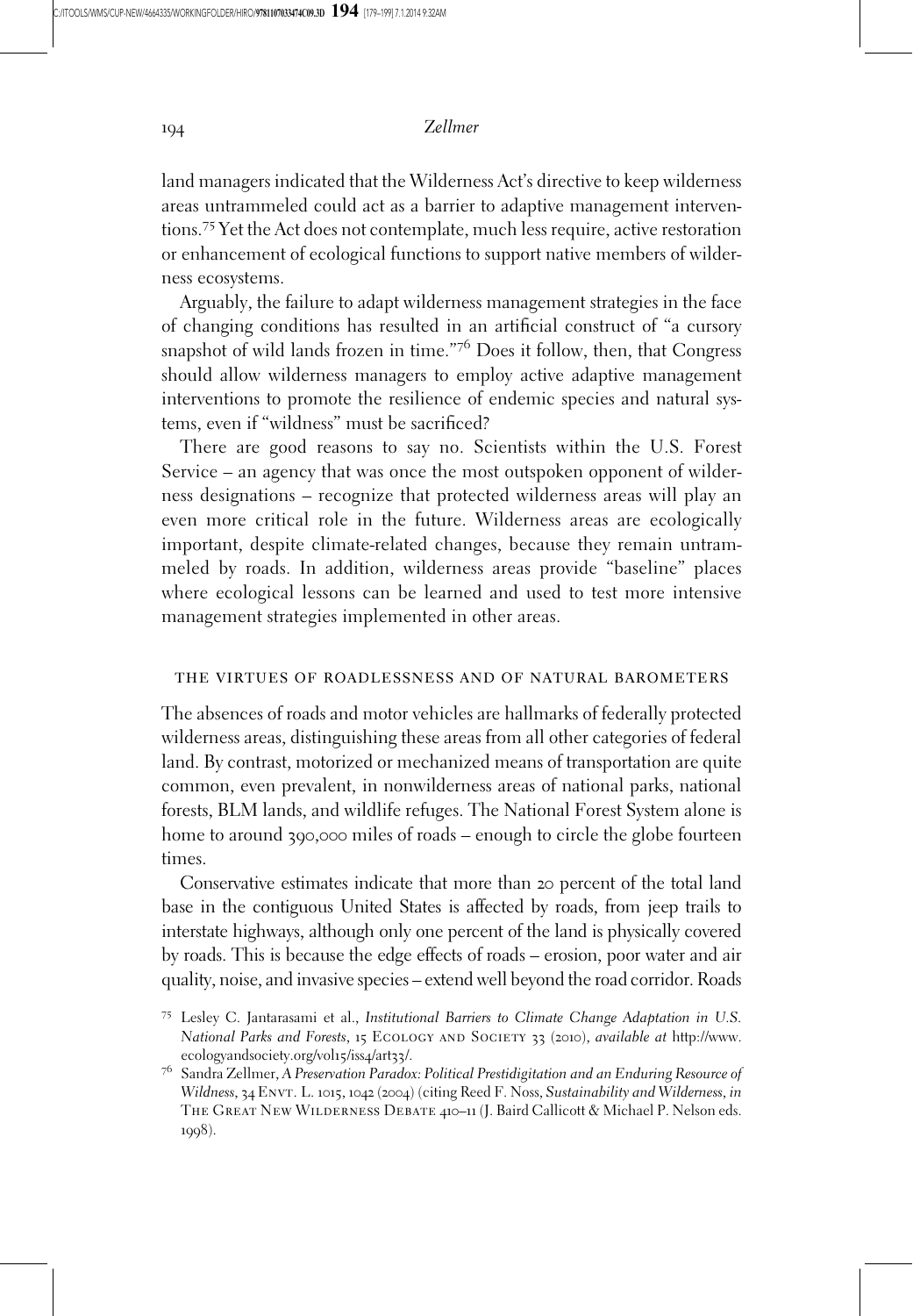land managers indicated that the Wilderness Act's directive to keep wilderness areas untrammeled could act as a barrier to adaptive management interventions.[75] Yet the Act does not contemplate, much less require, active restoration or enhancement of ecological functions to support native members of wilderness ecosystems.

Arguably, the failure to adapt wilderness management strategies in the face of changing conditions has resulted in an artificial construct of "a cursory snapshot of wild lands frozen in time."[76] Does it follow, then, that Congress should allow wilderness managers to employ active adaptive management interventions to promote the resilience of endemic species and natural systems, even if "wildness" must be sacrificed?

There are good reasons to say no. Scientists within the U.S. Forest Service – an agency that was once the most outspoken opponent of wilderness designations – recognize that protected wilderness areas will play an even more critical role in the future. Wilderness areas are ecologically important, despite climate-related changes, because they remain untrammeled by roads. In addition, wilderness areas provide "baseline" places where ecological lessons can be learned and used to test more intensive management strategies implemented in other areas.

## THE VIRTUES OF ROADLESSNESS AND OF NATURAL BAROMETERS

The absences of roads and motor vehicles are hallmarks of federally protected wilderness areas, distinguishing these areas from all other categories of federal land. By contrast, motorized or mechanized means of transportation are quite common, even prevalent, in nonwilderness areas of national parks, national forests, BLM lands, and wildlife refuges. The National Forest System alone is home to around 390,000 miles of roads – enough to circle the globe fourteen times.

Conservative estimates indicate that more than 20 percent of the total land base in the contiguous United States is affected by roads, from jeep trails to interstate highways, although only one percent of the land is physically covered by roads. This is because the edge effects of roads – erosion, poor water and air quality, noise, and invasive species – extend well beyond the road corridor. Roads

[75] Lesley C. Jantarasami et al., *Institutional Barriers to Climate Change Adaptation in U.S. National Parks and Forests*, 15 ECOLOGY AND SOCIETY 33 (2010), *available at* http://www.ecologyandsociety.org/vol15/iss4/art33/.

[76] Sandra Zellmer, *A Preservation Paradox: Political Prestidigitation and an Enduring Resource of Wildness*, 34 ENVT. L. 1015, 1042 (2004) (citing Reed F. Noss, *Sustainability and Wilderness*, *in* THE GREAT NEW WILDERNESS DEBATE 410–11 (J. Baird Callicott & Michael P. Nelson eds. 1998).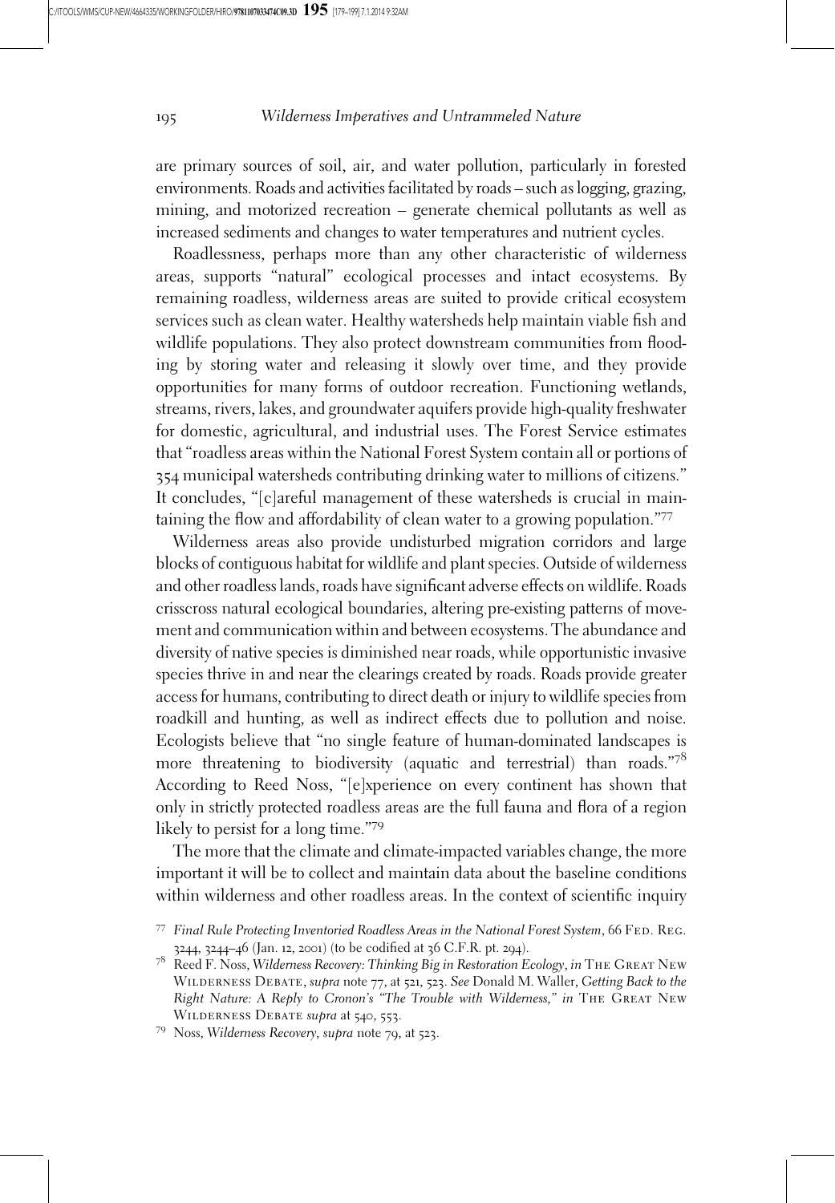are primary sources of soil, air, and water pollution, particularly in forested environments. Roads and activities facilitated by roads – such as logging, grazing, mining, and motorized recreation – generate chemical pollutants as well as increased sediments and changes to water temperatures and nutrient cycles.

Roadlessness, perhaps more than any other characteristic of wilderness areas, supports "natural" ecological processes and intact ecosystems. By remaining roadless, wilderness areas are suited to provide critical ecosystem services such as clean water. Healthy watersheds help maintain viable fish and wildlife populations. They also protect downstream communities from flooding by storing water and releasing it slowly over time, and they provide opportunities for many forms of outdoor recreation. Functioning wetlands, streams, rivers, lakes, and groundwater aquifers provide high-quality freshwater for domestic, agricultural, and industrial uses. The Forest Service estimates that "roadless areas within the National Forest System contain all or portions of 354 municipal watersheds contributing drinking water to millions of citizens." It concludes, "[c]areful management of these watersheds is crucial in maintaining the flow and affordability of clean water to a growing population."[77]

Wilderness areas also provide undisturbed migration corridors and large blocks of contiguous habitat for wildlife and plant species. Outside of wilderness and other roadless lands, roads have significant adverse effects on wildlife. Roads crisscross natural ecological boundaries, altering pre-existing patterns of movement and communication within and between ecosystems. The abundance and diversity of native species is diminished near roads, while opportunistic invasive species thrive in and near the clearings created by roads. Roads provide greater access for humans, contributing to direct death or injury to wildlife species from roadkill and hunting, as well as indirect effects due to pollution and noise. Ecologists believe that "no single feature of human-dominated landscapes is more threatening to biodiversity (aquatic and terrestrial) than roads."[78] According to Reed Noss, "[e]xperience on every continent has shown that only in strictly protected roadless areas are the full fauna and flora of a region likely to persist for a long time."[79]

The more that the climate and climate-impacted variables change, the more important it will be to collect and maintain data about the baseline conditions within wilderness and other roadless areas. In the context of scientific inquiry

[77] *Final Rule Protecting Inventoried Roadless Areas in the National Forest System*, 66 Fed. Reg. 3244, 3244–46 (Jan. 12, 2001) (to be codified at 36 C.F.R. pt. 294).

[78] Reed F. Noss, *Wilderness Recovery: Thinking Big in Restoration Ecology*, *in* The Great New Wilderness Debate, *supra* note 77, at 521, 523. *See* Donald M. Waller, *Getting Back to the Right Nature: A Reply to Cronon's "The Trouble with Wilderness," in* The Great New Wilderness Debate *supra* at 540, 553.

[79] Noss, *Wilderness Recovery*, *supra* note 79, at 523.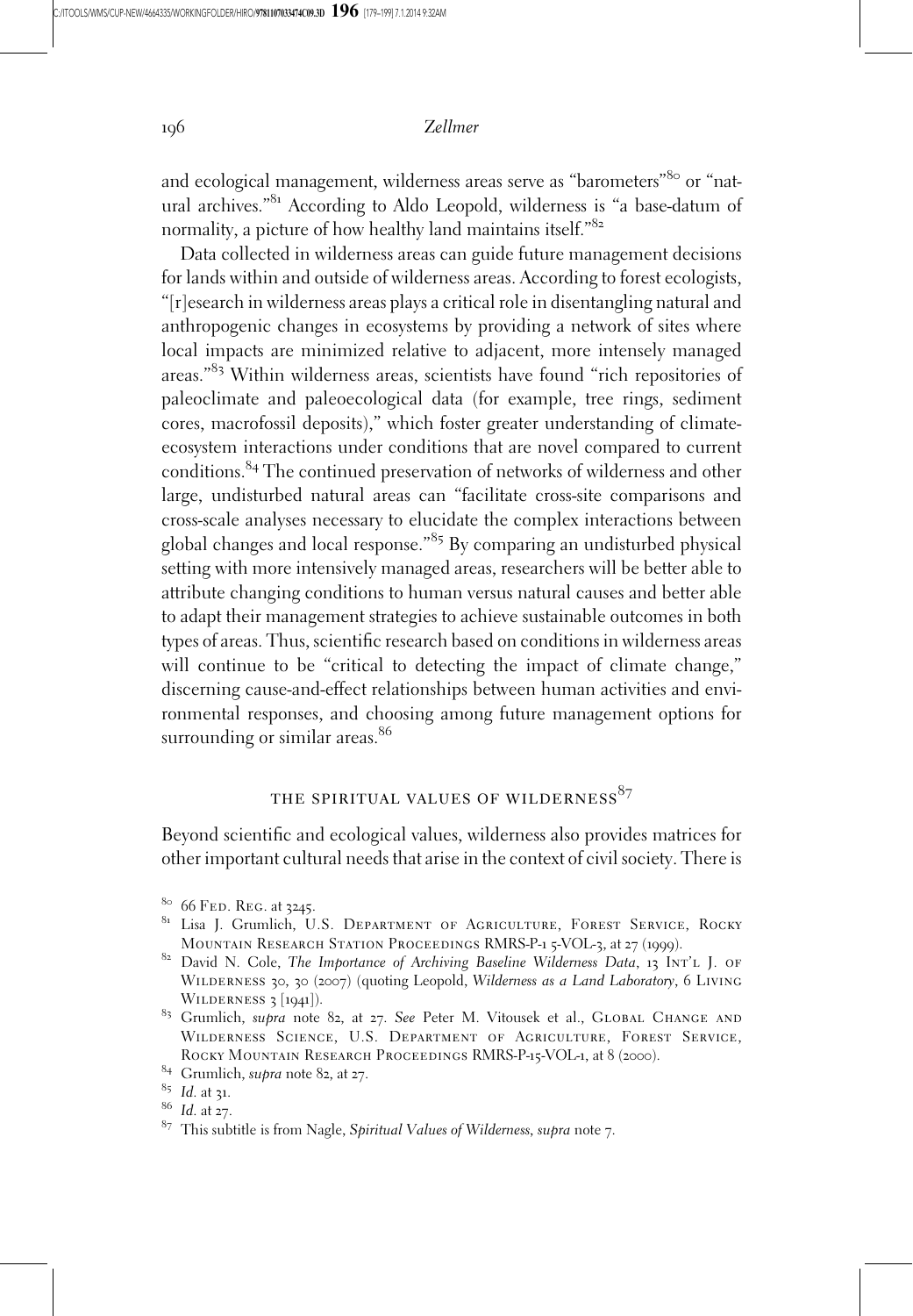and ecological management, wilderness areas serve as "barometers"[80] or "natural archives."[81] According to Aldo Leopold, wilderness is "a base-datum of normality, a picture of how healthy land maintains itself."[82]

Data collected in wilderness areas can guide future management decisions for lands within and outside of wilderness areas. According to forest ecologists, "[r]esearch in wilderness areas plays a critical role in disentangling natural and anthropogenic changes in ecosystems by providing a network of sites where local impacts are minimized relative to adjacent, more intensely managed areas."[83] Within wilderness areas, scientists have found "rich repositories of paleoclimate and paleoecological data (for example, tree rings, sediment cores, macrofossil deposits)," which foster greater understanding of climate-ecosystem interactions under conditions that are novel compared to current conditions.[84] The continued preservation of networks of wilderness and other large, undisturbed natural areas can "facilitate cross-site comparisons and cross-scale analyses necessary to elucidate the complex interactions between global changes and local response."[85] By comparing an undisturbed physical setting with more intensively managed areas, researchers will be better able to attribute changing conditions to human versus natural causes and better able to adapt their management strategies to achieve sustainable outcomes in both types of areas. Thus, scientific research based on conditions in wilderness areas will continue to be "critical to detecting the impact of climate change," discerning cause-and-effect relationships between human activities and environmental responses, and choosing among future management options for surrounding or similar areas.[86]

## THE SPIRITUAL VALUES OF WILDERNESS[87]

Beyond scientific and ecological values, wilderness also provides matrices for other important cultural needs that arise in the context of civil society. There is

[80] 66 Fed. Reg. at 3245.

[81] Lisa J. Grumlich, U.S. Department of Agriculture, Forest Service, Rocky Mountain Research Station Proceedings RMRS-P-1 5-VOL-3, at 27 (1999).

[82] David N. Cole, *The Importance of Archiving Baseline Wilderness Data*, 13 Int'l J. of Wilderness 30, 30 (2007) (quoting Leopold, *Wilderness as a Land Laboratory*, 6 Living Wilderness 3 [1941]).

[83] Grumlich, *supra* note 82, at 27. *See* Peter M. Vitousek et al., Global Change and Wilderness Science, U.S. Department of Agriculture, Forest Service, Rocky Mountain Research Proceedings RMRS-P-15-VOL-1, at 8 (2000).

[84] Grumlich, *supra* note 82, at 27.

[85] *Id.* at 31.

[86] *Id.* at 27.

[87] This subtitle is from Nagle, *Spiritual Values of Wilderness*, *supra* note 7.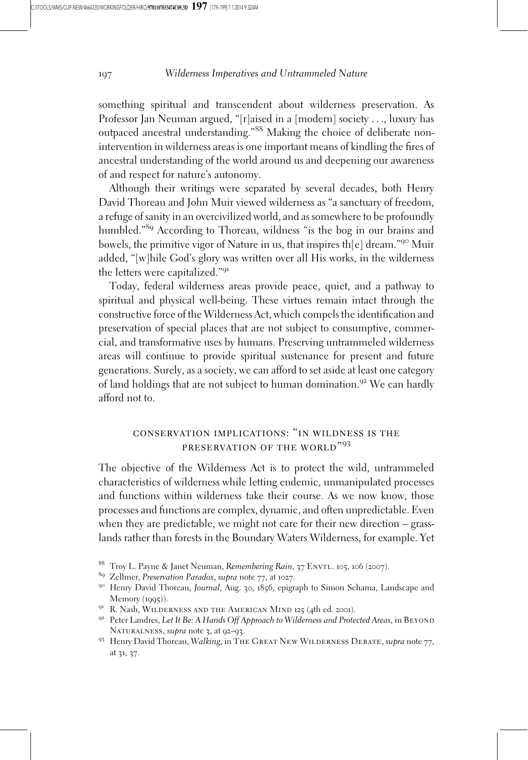something spiritual and transcendent about wilderness preservation. As Professor Jan Neuman argued, "[r]aised in a [modern] society . . ., luxury has outpaced ancestral understanding."[88] Making the choice of deliberate non-intervention in wilderness areas is one important means of kindling the fires of ancestral understanding of the world around us and deepening our awareness of and respect for nature's autonomy.

Although their writings were separated by several decades, both Henry David Thoreau and John Muir viewed wilderness as "a sanctuary of freedom, a refuge of sanity in an overcivilized world, and as somewhere to be profoundly humbled."[89] According to Thoreau, wildness "is the bog in our brains and bowels, the primitive vigor of Nature in us, that inspires th[e] dream."[90] Muir added, "[w]hile God's glory was written over all His works, in the wilderness the letters were capitalized."[91]

Today, federal wilderness areas provide peace, quiet, and a pathway to spiritual and physical well-being. These virtues remain intact through the constructive force of the Wilderness Act, which compels the identification and preservation of special places that are not subject to consumptive, commercial, and transformative uses by humans. Preserving untrammeled wilderness areas will continue to provide spiritual sustenance for present and future generations. Surely, as a society, we can afford to set aside at least one category of land holdings that are not subject to human domination.[92] We can hardly afford not to.

## CONSERVATION IMPLICATIONS: "IN WILDNESS IS THE PRESERVATION OF THE WORLD"[93]

The objective of the Wilderness Act is to protect the wild, untrammeled characteristics of wilderness while letting endemic, unmanipulated processes and functions within wilderness take their course. As we now know, those processes and functions are complex, dynamic, and often unpredictable. Even when they are predictable, we might not care for their new direction – grasslands rather than forests in the Boundary Waters Wilderness, for example. Yet

---

[88] Troy L. Payne & Janet Neuman, *Remembering Rain*, 37 ENVTL. 105, 106 (2007).

[89] Zellmer, *Preservation Paradox*, *supra* note 77, at 1027.

[90] Henry David Thoreau, *Journal*, Aug. 30, 1856, epigraph to Simon Schama, Landscape and Memory (1995)).

[91] R. Nash, WILDERNESS AND THE AMERICAN MIND 125 (4th ed. 2001).

[92] Peter Landres, *Let It Be: A Hands Off Approach to Wilderness and Protected Areas*, in BEYOND NATURALNESS, *supra* note 3, at 92–93.

[93] Henry David Thoreau, *Walking*, in THE GREAT NEW WILDERNESS DEBATE, *supra* note 77, at 31, 37.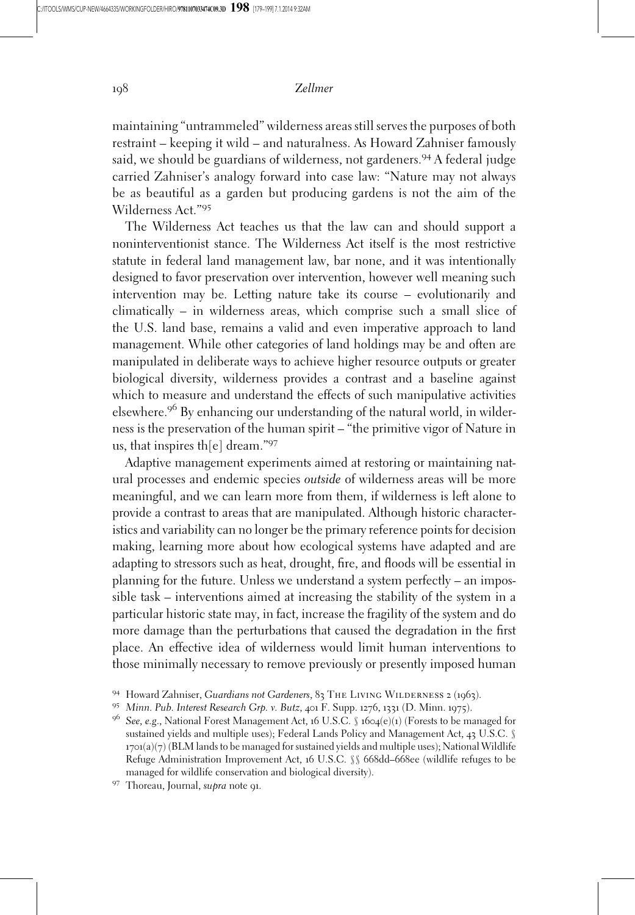maintaining "untrammeled" wilderness areas still serves the purposes of both restraint – keeping it wild – and naturalness. As Howard Zahniser famously said, we should be guardians of wilderness, not gardeners.[94] A federal judge carried Zahniser's analogy forward into case law: "Nature may not always be as beautiful as a garden but producing gardens is not the aim of the Wilderness Act."[95]

The Wilderness Act teaches us that the law can and should support a noninterventionist stance. The Wilderness Act itself is the most restrictive statute in federal land management law, bar none, and it was intentionally designed to favor preservation over intervention, however well meaning such intervention may be. Letting nature take its course – evolutionarily and climatically – in wilderness areas, which comprise such a small slice of the U.S. land base, remains a valid and even imperative approach to land management. While other categories of land holdings may be and often are manipulated in deliberate ways to achieve higher resource outputs or greater biological diversity, wilderness provides a contrast and a baseline against which to measure and understand the effects of such manipulative activities elsewhere.[96] By enhancing our understanding of the natural world, in wilderness is the preservation of the human spirit – "the primitive vigor of Nature in us, that inspires th[e] dream."[97]

Adaptive management experiments aimed at restoring or maintaining natural processes and endemic species *outside* of wilderness areas will be more meaningful, and we can learn more from them, if wilderness is left alone to provide a contrast to areas that are manipulated. Although historic characteristics and variability can no longer be the primary reference points for decision making, learning more about how ecological systems have adapted and are adapting to stressors such as heat, drought, fire, and floods will be essential in planning for the future. Unless we understand a system perfectly – an impossible task – interventions aimed at increasing the stability of the system in a particular historic state may, in fact, increase the fragility of the system and do more damage than the perturbations that caused the degradation in the first place. An effective idea of wilderness would limit human interventions to those minimally necessary to remove previously or presently imposed human

---

[94] Howard Zahniser, *Guardians not Gardeners*, 83 The Living Wilderness 2 (1963).

[95] *Minn. Pub. Interest Research Grp. v. Butz*, 401 F. Supp. 1276, 1331 (D. Minn. 1975).

[96] *See, e.g.*, National Forest Management Act, 16 U.S.C. § 1604(e)(1) (Forests to be managed for sustained yields and multiple uses); Federal Lands Policy and Management Act, 43 U.S.C. § 1701(a)(7) (BLM lands to be managed for sustained yields and multiple uses); National Wildlife Refuge Administration Improvement Act, 16 U.S.C. §§ 668dd–668ee (wildlife refuges to be managed for wildlife conservation and biological diversity).

[97] Thoreau, Journal, *supra* note 91.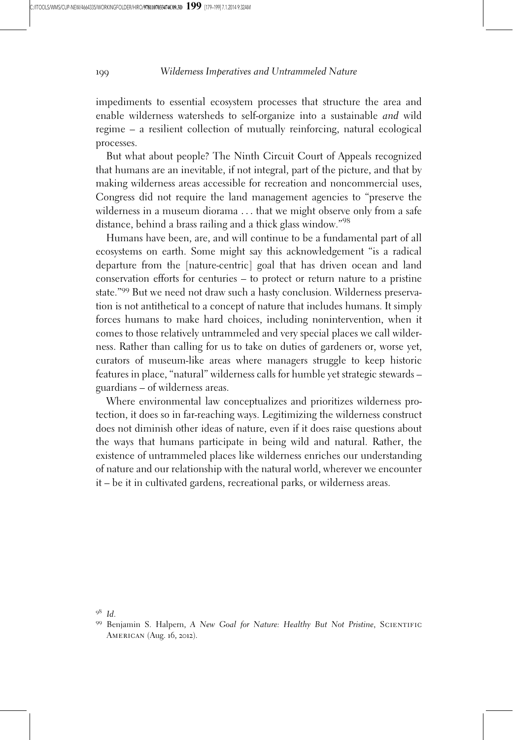impediments to essential ecosystem processes that structure the area and enable wilderness watersheds to self-organize into a sustainable *and* wild regime – a resilient collection of mutually reinforcing, natural ecological processes.

But what about people? The Ninth Circuit Court of Appeals recognized that humans are an inevitable, if not integral, part of the picture, and that by making wilderness areas accessible for recreation and noncommercial uses, Congress did not require the land management agencies to "preserve the wilderness in a museum diorama . . . that we might observe only from a safe distance, behind a brass railing and a thick glass window."[98]

Humans have been, are, and will continue to be a fundamental part of all ecosystems on earth. Some might say this acknowledgement "is a radical departure from the [nature-centric] goal that has driven ocean and land conservation efforts for centuries – to protect or return nature to a pristine state."[99] But we need not draw such a hasty conclusion. Wilderness preservation is not antithetical to a concept of nature that includes humans. It simply forces humans to make hard choices, including nonintervention, when it comes to those relatively untrammeled and very special places we call wilderness. Rather than calling for us to take on duties of gardeners or, worse yet, curators of museum-like areas where managers struggle to keep historic features in place, "natural" wilderness calls for humble yet strategic stewards – guardians – of wilderness areas.

Where environmental law conceptualizes and prioritizes wilderness protection, it does so in far-reaching ways. Legitimizing the wilderness construct does not diminish other ideas of nature, even if it does raise questions about the ways that humans participate in being wild and natural. Rather, the existence of untrammeled places like wilderness enriches our understanding of nature and our relationship with the natural world, wherever we encounter it – be it in cultivated gardens, recreational parks, or wilderness areas.

---

[98] *Id.*

[99] Benjamin S. Halpern, *A New Goal for Nature: Healthy But Not Pristine*, Scientific American (Aug. 16, 2012).